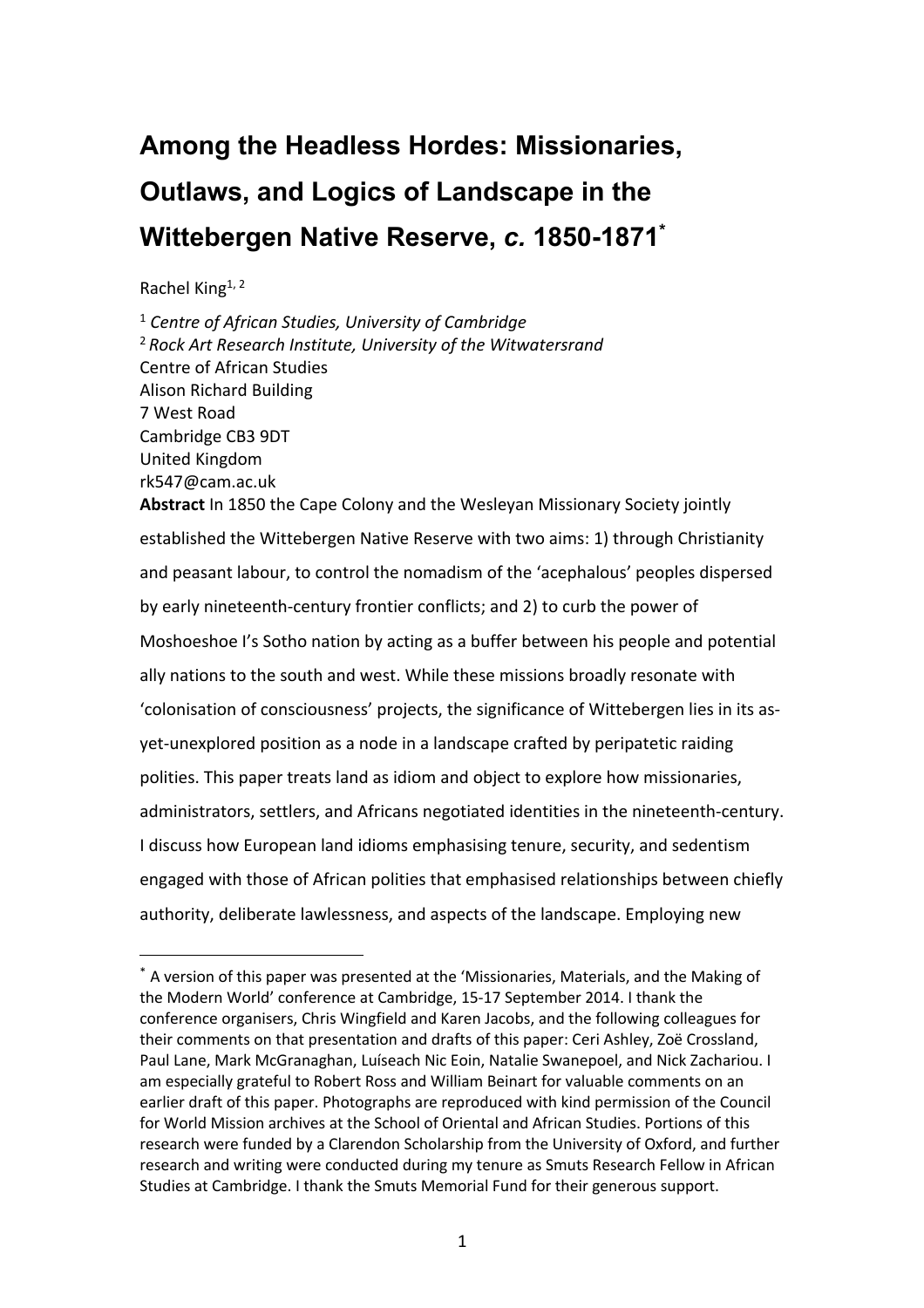# Among the Headless Hordes: Missionaries, Outlaws, and Logics of Landscape in the Wittebergen Native Reserve, *c.* 1850-1871[*]

Rachel King[1, 2]

[1] *Centre of African Studies, University of Cambridge*
[2] *Rock Art Research Institute, University of the Witwatersrand*
Centre of African Studies
Alison Richard Building
7 West Road
Cambridge CB3 9DT
United Kingdom
rk547@cam.ac.uk

**Abstract** In 1850 the Cape Colony and the Wesleyan Missionary Society jointly established the Wittebergen Native Reserve with two aims: 1) through Christianity and peasant labour, to control the nomadism of the 'acephalous' peoples dispersed by early nineteenth-century frontier conflicts; and 2) to curb the power of Moshoeshoe I's Sotho nation by acting as a buffer between his people and potential ally nations to the south and west. While these missions broadly resonate with 'colonisation of consciousness' projects, the significance of Wittebergen lies in its as-yet-unexplored position as a node in a landscape crafted by peripatetic raiding polities. This paper treats land as idiom and object to explore how missionaries, administrators, settlers, and Africans negotiated identities in the nineteenth-century. I discuss how European land idioms emphasising tenure, security, and sedentism engaged with those of African polities that emphasised relationships between chiefly authority, deliberate lawlessness, and aspects of the landscape. Employing new

---

[*] A version of this paper was presented at the 'Missionaries, Materials, and the Making of the Modern World' conference at Cambridge, 15-17 September 2014. I thank the conference organisers, Chris Wingfield and Karen Jacobs, and the following colleagues for their comments on that presentation and drafts of this paper: Ceri Ashley, Zoë Crossland, Paul Lane, Mark McGranaghan, Luíseach Nic Eoin, Natalie Swanepoel, and Nick Zachariou. I am especially grateful to Robert Ross and William Beinart for valuable comments on an earlier draft of this paper. Photographs are reproduced with kind permission of the Council for World Mission archives at the School of Oriental and African Studies. Portions of this research were funded by a Clarendon Scholarship from the University of Oxford, and further research and writing were conducted during my tenure as Smuts Research Fellow in African Studies at Cambridge. I thank the Smuts Memorial Fund for their generous support.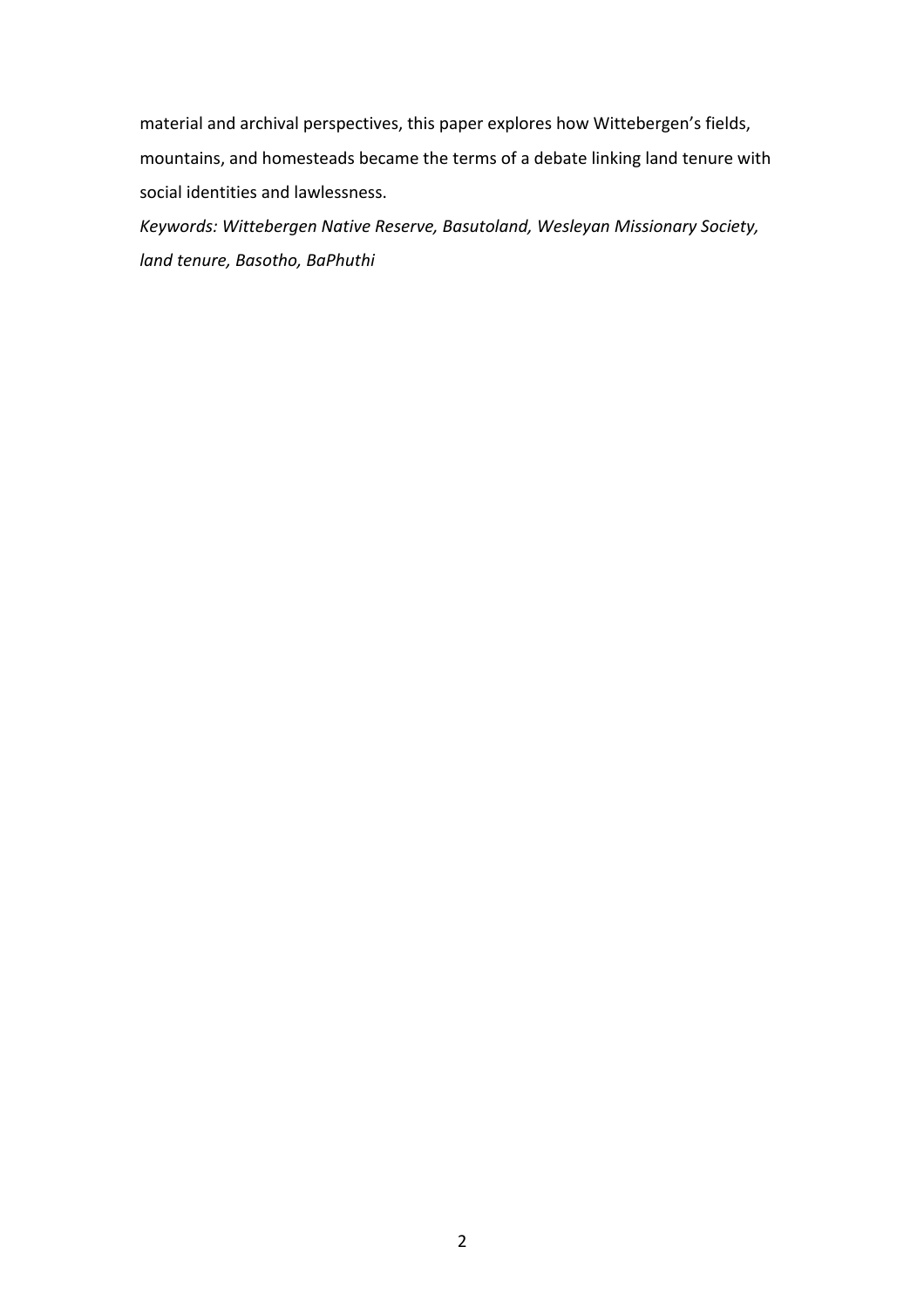material and archival perspectives, this paper explores how Wittebergen's fields, mountains, and homesteads became the terms of a debate linking land tenure with social identities and lawlessness.

*Keywords: Wittebergen Native Reserve, Basutoland, Wesleyan Missionary Society, land tenure, Basotho, BaPhuthi*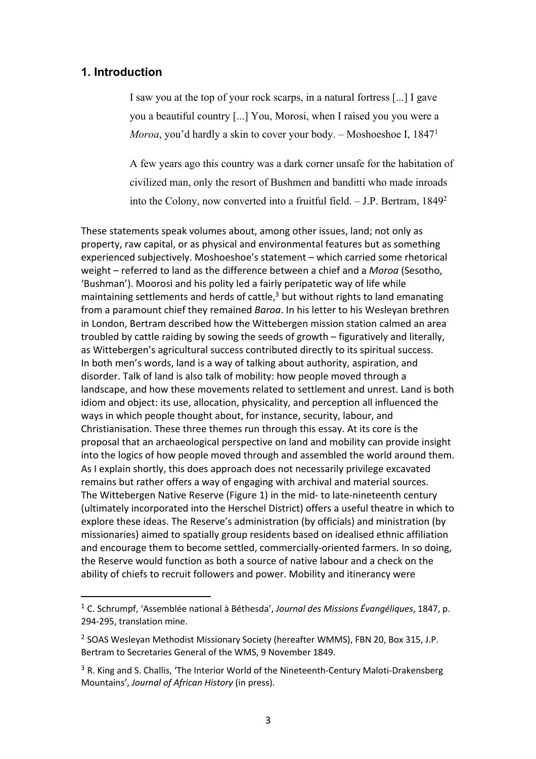## 1. Introduction

> I saw you at the top of your rock scarps, in a natural fortress [...] I gave you a beautiful country [...] You, Morosi, when I raised you you were a *Moroa*, you'd hardly a skin to cover your body. – Moshoeshoe I, 1847[1]

> A few years ago this country was a dark corner unsafe for the habitation of civilized man, only the resort of Bushmen and banditti who made inroads into the Colony, now converted into a fruitful field. – J.P. Bertram, 1849[2]

These statements speak volumes about, among other issues, land; not only as property, raw capital, or as physical and environmental features but as something experienced subjectively. Moshoeshoe's statement – which carried some rhetorical weight – referred to land as the difference between a chief and a *Moroa* (Sesotho, 'Bushman'). Moorosi and his polity led a fairly peripatetic way of life while maintaining settlements and herds of cattle,[3] but without rights to land emanating from a paramount chief they remained *Baroa*. In his letter to his Wesleyan brethren in London, Bertram described how the Wittebergen mission station calmed an area troubled by cattle raiding by sowing the seeds of growth – figuratively and literally, as Wittebergen's agricultural success contributed directly to its spiritual success. In both men's words, land is a way of talking about authority, aspiration, and disorder. Talk of land is also talk of mobility: how people moved through a landscape, and how these movements related to settlement and unrest. Land is both idiom and object: its use, allocation, physicality, and perception all influenced the ways in which people thought about, for instance, security, labour, and Christianisation. These three themes run through this essay. At its core is the proposal that an archaeological perspective on land and mobility can provide insight into the logics of how people moved through and assembled the world around them. As I explain shortly, this does approach does not necessarily privilege excavated remains but rather offers a way of engaging with archival and material sources. The Wittebergen Native Reserve (Figure 1) in the mid- to late-nineteenth century (ultimately incorporated into the Herschel District) offers a useful theatre in which to explore these ideas. The Reserve's administration (by officials) and ministration (by missionaries) aimed to spatially group residents based on idealised ethnic affiliation and encourage them to become settled, commercially-oriented farmers. In so doing, the Reserve would function as both a source of native labour and a check on the ability of chiefs to recruit followers and power. Mobility and itinerancy were

---

[1] C. Schrumpf, 'Assemblée national à Béthesda', *Journal des Missions Évangéliques*, 1847, p. 294-295, translation mine.

[2] SOAS Wesleyan Methodist Missionary Society (hereafter WMMS), FBN 20, Box 315, J.P. Bertram to Secretaries General of the WMS, 9 November 1849.

[3] R. King and S. Challis, 'The Interior World of the Nineteenth-Century Maloti-Drakensberg Mountains', *Journal of African History* (in press).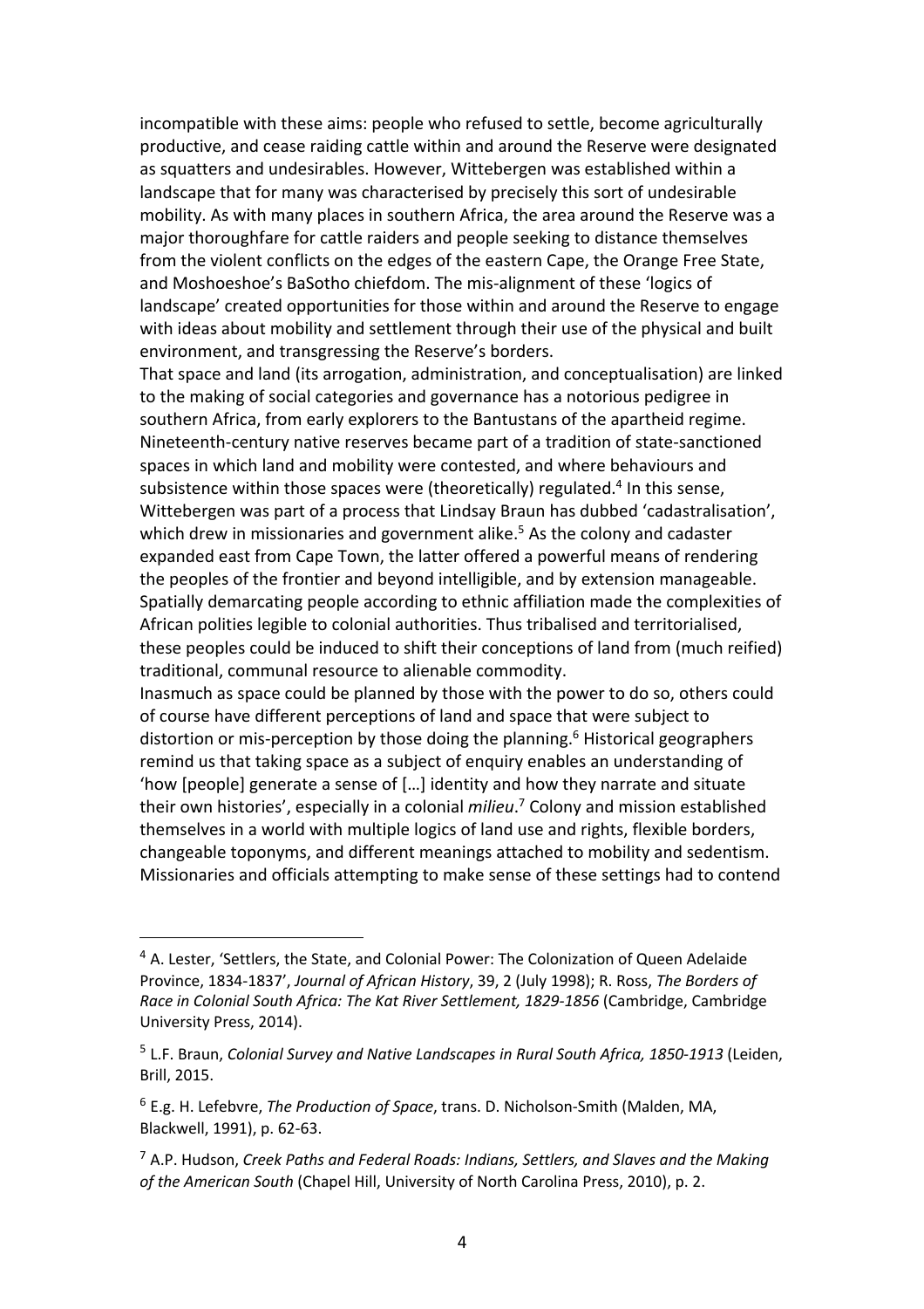incompatible with these aims: people who refused to settle, become agriculturally productive, and cease raiding cattle within and around the Reserve were designated as squatters and undesirables. However, Wittebergen was established within a landscape that for many was characterised by precisely this sort of undesirable mobility. As with many places in southern Africa, the area around the Reserve was a major thoroughfare for cattle raiders and people seeking to distance themselves from the violent conflicts on the edges of the eastern Cape, the Orange Free State, and Moshoeshoe's BaSotho chiefdom. The mis-alignment of these 'logics of landscape' created opportunities for those within and around the Reserve to engage with ideas about mobility and settlement through their use of the physical and built environment, and transgressing the Reserve's borders.

That space and land (its arrogation, administration, and conceptualisation) are linked to the making of social categories and governance has a notorious pedigree in southern Africa, from early explorers to the Bantustans of the apartheid regime. Nineteenth-century native reserves became part of a tradition of state-sanctioned spaces in which land and mobility were contested, and where behaviours and subsistence within those spaces were (theoretically) regulated.[4] In this sense, Wittebergen was part of a process that Lindsay Braun has dubbed 'cadastralisation', which drew in missionaries and government alike.[5] As the colony and cadaster expanded east from Cape Town, the latter offered a powerful means of rendering the peoples of the frontier and beyond intelligible, and by extension manageable. Spatially demarcating people according to ethnic affiliation made the complexities of African polities legible to colonial authorities. Thus tribalised and territorialised, these peoples could be induced to shift their conceptions of land from (much reified) traditional, communal resource to alienable commodity.

Inasmuch as space could be planned by those with the power to do so, others could of course have different perceptions of land and space that were subject to distortion or mis-perception by those doing the planning.[6] Historical geographers remind us that taking space as a subject of enquiry enables an understanding of 'how [people] generate a sense of [...] identity and how they narrate and situate their own histories', especially in a colonial *milieu*.[7] Colony and mission established themselves in a world with multiple logics of land use and rights, flexible borders, changeable toponyms, and different meanings attached to mobility and sedentism. Missionaries and officials attempting to make sense of these settings had to contend

---

[4] A. Lester, 'Settlers, the State, and Colonial Power: The Colonization of Queen Adelaide Province, 1834-1837', *Journal of African History*, 39, 2 (July 1998); R. Ross, *The Borders of Race in Colonial South Africa: The Kat River Settlement, 1829-1856* (Cambridge, Cambridge University Press, 2014).

[5] L.F. Braun, *Colonial Survey and Native Landscapes in Rural South Africa, 1850-1913* (Leiden, Brill, 2015.

[6] E.g. H. Lefebvre, *The Production of Space*, trans. D. Nicholson-Smith (Malden, MA, Blackwell, 1991), p. 62-63.

[7] A.P. Hudson, *Creek Paths and Federal Roads: Indians, Settlers, and Slaves and the Making of the American South* (Chapel Hill, University of North Carolina Press, 2010), p. 2.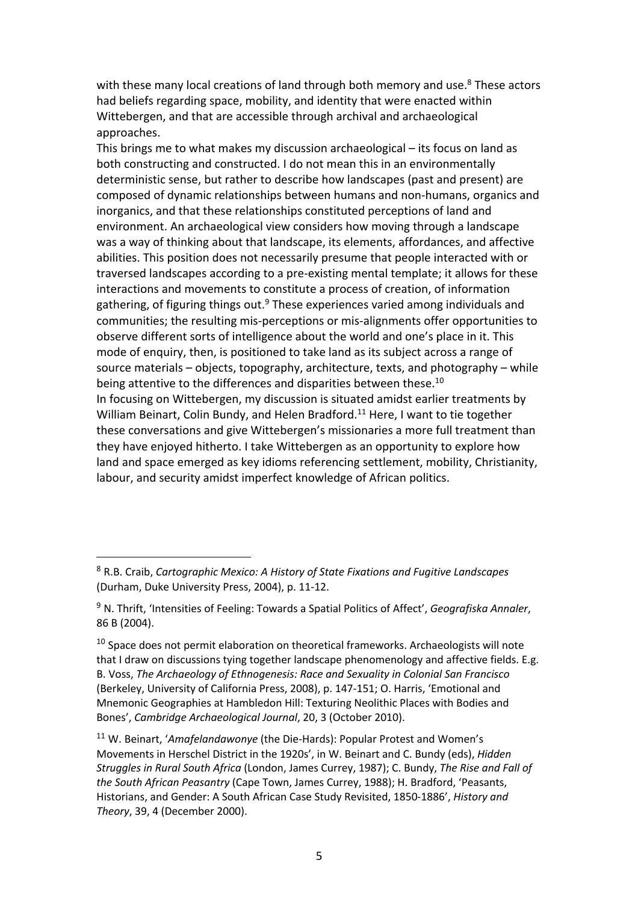with these many local creations of land through both memory and use.[8] These actors had beliefs regarding space, mobility, and identity that were enacted within Wittebergen, and that are accessible through archival and archaeological approaches.

This brings me to what makes my discussion archaeological – its focus on land as both constructing and constructed. I do not mean this in an environmentally deterministic sense, but rather to describe how landscapes (past and present) are composed of dynamic relationships between humans and non-humans, organics and inorganics, and that these relationships constituted perceptions of land and environment. An archaeological view considers how moving through a landscape was a way of thinking about that landscape, its elements, affordances, and affective abilities. This position does not necessarily presume that people interacted with or traversed landscapes according to a pre-existing mental template; it allows for these interactions and movements to constitute a process of creation, of information gathering, of figuring things out.[9] These experiences varied among individuals and communities; the resulting mis-perceptions or mis-alignments offer opportunities to observe different sorts of intelligence about the world and one's place in it. This mode of enquiry, then, is positioned to take land as its subject across a range of source materials – objects, topography, architecture, texts, and photography – while being attentive to the differences and disparities between these.[10]

In focusing on Wittebergen, my discussion is situated amidst earlier treatments by William Beinart, Colin Bundy, and Helen Bradford.[11] Here, I want to tie together these conversations and give Wittebergen's missionaries a more full treatment than they have enjoyed hitherto. I take Wittebergen as an opportunity to explore how land and space emerged as key idioms referencing settlement, mobility, Christianity, labour, and security amidst imperfect knowledge of African politics.

---

[8] R.B. Craib, *Cartographic Mexico: A History of State Fixations and Fugitive Landscapes* (Durham, Duke University Press, 2004), p. 11-12.

[9] N. Thrift, 'Intensities of Feeling: Towards a Spatial Politics of Affect', *Geografiska Annaler*, 86 B (2004).

[10] Space does not permit elaboration on theoretical frameworks. Archaeologists will note that I draw on discussions tying together landscape phenomenology and affective fields. E.g. B. Voss, *The Archaeology of Ethnogenesis: Race and Sexuality in Colonial San Francisco* (Berkeley, University of California Press, 2008), p. 147-151; O. Harris, 'Emotional and Mnemonic Geographies at Hambledon Hill: Texturing Neolithic Places with Bodies and Bones', *Cambridge Archaeological Journal*, 20, 3 (October 2010).

[11] W. Beinart, '*Amafelandawonye* (the Die-Hards): Popular Protest and Women's Movements in Herschel District in the 1920s', in W. Beinart and C. Bundy (eds), *Hidden Struggles in Rural South Africa* (London, James Currey, 1987); C. Bundy, *The Rise and Fall of the South African Peasantry* (Cape Town, James Currey, 1988); H. Bradford, 'Peasants, Historians, and Gender: A South African Case Study Revisited, 1850-1886', *History and Theory*, 39, 4 (December 2000).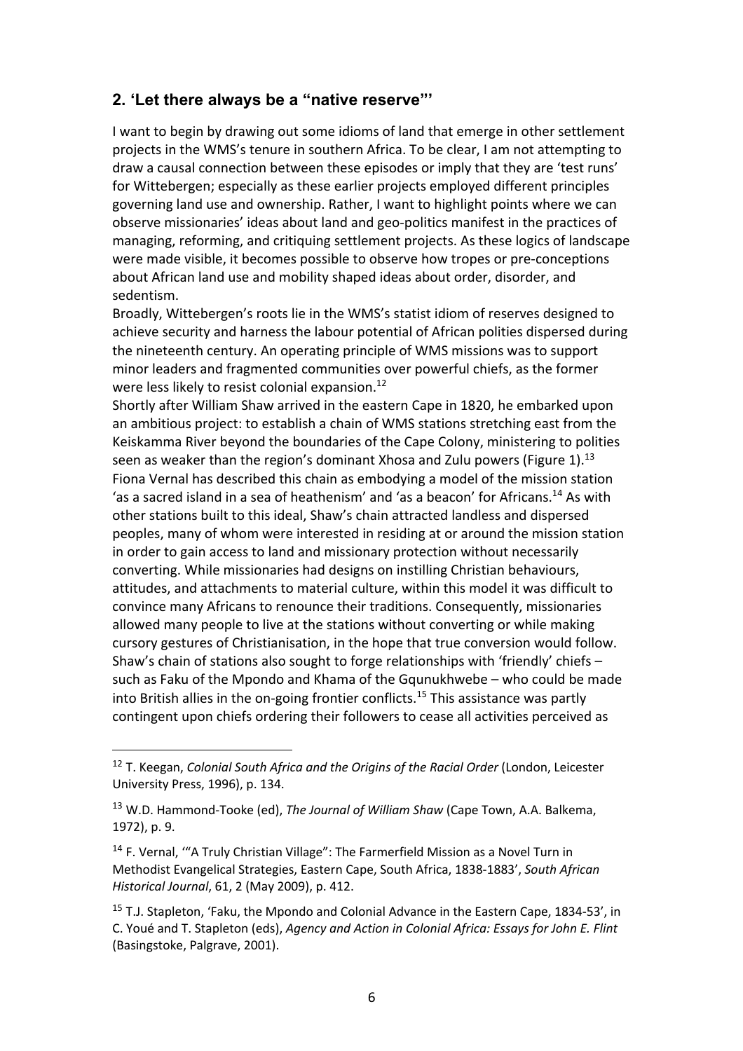## 2. 'Let there always be a "native reserve"'

I want to begin by drawing out some idioms of land that emerge in other settlement projects in the WMS's tenure in southern Africa. To be clear, I am not attempting to draw a causal connection between these episodes or imply that they are 'test runs' for Wittebergen; especially as these earlier projects employed different principles governing land use and ownership. Rather, I want to highlight points where we can observe missionaries' ideas about land and geo-politics manifest in the practices of managing, reforming, and critiquing settlement projects. As these logics of landscape were made visible, it becomes possible to observe how tropes or pre-conceptions about African land use and mobility shaped ideas about order, disorder, and sedentism.

Broadly, Wittebergen's roots lie in the WMS's statist idiom of reserves designed to achieve security and harness the labour potential of African polities dispersed during the nineteenth century. An operating principle of WMS missions was to support minor leaders and fragmented communities over powerful chiefs, as the former were less likely to resist colonial expansion.[12]

Shortly after William Shaw arrived in the eastern Cape in 1820, he embarked upon an ambitious project: to establish a chain of WMS stations stretching east from the Keiskamma River beyond the boundaries of the Cape Colony, ministering to polities seen as weaker than the region's dominant Xhosa and Zulu powers (Figure 1).[13] Fiona Vernal has described this chain as embodying a model of the mission station 'as a sacred island in a sea of heathenism' and 'as a beacon' for Africans.[14] As with other stations built to this ideal, Shaw's chain attracted landless and dispersed peoples, many of whom were interested in residing at or around the mission station in order to gain access to land and missionary protection without necessarily converting. While missionaries had designs on instilling Christian behaviours, attitudes, and attachments to material culture, within this model it was difficult to convince many Africans to renounce their traditions. Consequently, missionaries allowed many people to live at the stations without converting or while making cursory gestures of Christianisation, in the hope that true conversion would follow. Shaw's chain of stations also sought to forge relationships with 'friendly' chiefs – such as Faku of the Mpondo and Khama of the Gqunukhwebe – who could be made into British allies in the on-going frontier conflicts.[15] This assistance was partly contingent upon chiefs ordering their followers to cease all activities perceived as

---

[12] T. Keegan, *Colonial South Africa and the Origins of the Racial Order* (London, Leicester University Press, 1996), p. 134.

[13] W.D. Hammond-Tooke (ed), *The Journal of William Shaw* (Cape Town, A.A. Balkema, 1972), p. 9.

[14] F. Vernal, '"A Truly Christian Village": The Farmerfield Mission as a Novel Turn in Methodist Evangelical Strategies, Eastern Cape, South Africa, 1838-1883', *South African Historical Journal*, 61, 2 (May 2009), p. 412.

[15] T.J. Stapleton, 'Faku, the Mpondo and Colonial Advance in the Eastern Cape, 1834-53', in C. Youé and T. Stapleton (eds), *Agency and Action in Colonial Africa: Essays for John E. Flint* (Basingstoke, Palgrave, 2001).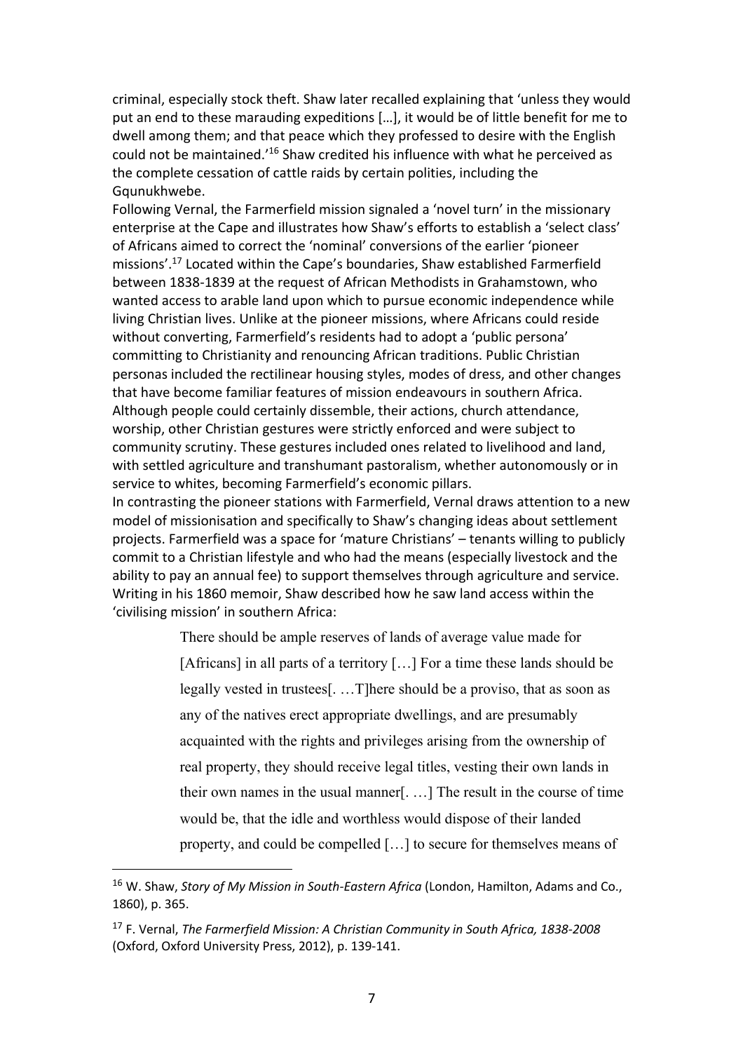criminal, especially stock theft. Shaw later recalled explaining that 'unless they would put an end to these marauding expeditions […], it would be of little benefit for me to dwell among them; and that peace which they professed to desire with the English could not be maintained.'[16] Shaw credited his influence with what he perceived as the complete cessation of cattle raids by certain polities, including the Gqunukhwebe.

Following Vernal, the Farmerfield mission signaled a 'novel turn' in the missionary enterprise at the Cape and illustrates how Shaw's efforts to establish a 'select class' of Africans aimed to correct the 'nominal' conversions of the earlier 'pioneer missions'.[17] Located within the Cape's boundaries, Shaw established Farmerfield between 1838-1839 at the request of African Methodists in Grahamstown, who wanted access to arable land upon which to pursue economic independence while living Christian lives. Unlike at the pioneer missions, where Africans could reside without converting, Farmerfield's residents had to adopt a 'public persona' committing to Christianity and renouncing African traditions. Public Christian personas included the rectilinear housing styles, modes of dress, and other changes that have become familiar features of mission endeavours in southern Africa. Although people could certainly dissemble, their actions, church attendance, worship, other Christian gestures were strictly enforced and were subject to community scrutiny. These gestures included ones related to livelihood and land, with settled agriculture and transhumant pastoralism, whether autonomously or in service to whites, becoming Farmerfield's economic pillars.

In contrasting the pioneer stations with Farmerfield, Vernal draws attention to a new model of missionisation and specifically to Shaw's changing ideas about settlement projects. Farmerfield was a space for 'mature Christians' – tenants willing to publicly commit to a Christian lifestyle and who had the means (especially livestock and the ability to pay an annual fee) to support themselves through agriculture and service. Writing in his 1860 memoir, Shaw described how he saw land access within the 'civilising mission' in southern Africa:

> There should be ample reserves of lands of average value made for [Africans] in all parts of a territory […] For a time these lands should be legally vested in trustees[. …T]here should be a proviso, that as soon as any of the natives erect appropriate dwellings, and are presumably acquainted with the rights and privileges arising from the ownership of real property, they should receive legal titles, vesting their own lands in their own names in the usual manner[. …] The result in the course of time would be, that the idle and worthless would dispose of their landed property, and could be compelled […] to secure for themselves means of

---

[16] W. Shaw, *Story of My Mission in South-Eastern Africa* (London, Hamilton, Adams and Co., 1860), p. 365.

[17] F. Vernal, *The Farmerfield Mission: A Christian Community in South Africa, 1838-2008* (Oxford, Oxford University Press, 2012), p. 139-141.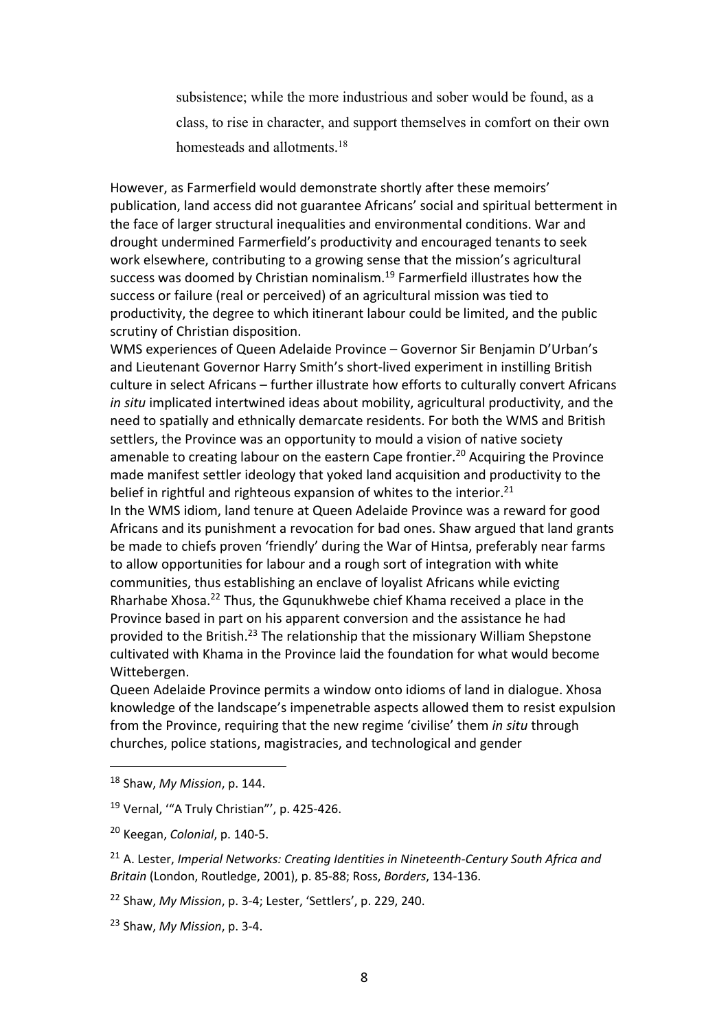> subsistence; while the more industrious and sober would be found, as a class, to rise in character, and support themselves in comfort on their own homesteads and allotments.[18]

However, as Farmerfield would demonstrate shortly after these memoirs' publication, land access did not guarantee Africans' social and spiritual betterment in the face of larger structural inequalities and environmental conditions. War and drought undermined Farmerfield's productivity and encouraged tenants to seek work elsewhere, contributing to a growing sense that the mission's agricultural success was doomed by Christian nominalism.[19] Farmerfield illustrates how the success or failure (real or perceived) of an agricultural mission was tied to productivity, the degree to which itinerant labour could be limited, and the public scrutiny of Christian disposition.

WMS experiences of Queen Adelaide Province – Governor Sir Benjamin D'Urban's and Lieutenant Governor Harry Smith's short-lived experiment in instilling British culture in select Africans – further illustrate how efforts to culturally convert Africans *in situ* implicated intertwined ideas about mobility, agricultural productivity, and the need to spatially and ethnically demarcate residents. For both the WMS and British settlers, the Province was an opportunity to mould a vision of native society amenable to creating labour on the eastern Cape frontier.[20] Acquiring the Province made manifest settler ideology that yoked land acquisition and productivity to the belief in rightful and righteous expansion of whites to the interior.[21]

In the WMS idiom, land tenure at Queen Adelaide Province was a reward for good Africans and its punishment a revocation for bad ones. Shaw argued that land grants be made to chiefs proven 'friendly' during the War of Hintsa, preferably near farms to allow opportunities for labour and a rough sort of integration with white communities, thus establishing an enclave of loyalist Africans while evicting Rharhabe Xhosa.[22] Thus, the Gqunukhwebe chief Khama received a place in the Province based in part on his apparent conversion and the assistance he had provided to the British.[23] The relationship that the missionary William Shepstone cultivated with Khama in the Province laid the foundation for what would become Wittebergen.

Queen Adelaide Province permits a window onto idioms of land in dialogue. Xhosa knowledge of the landscape's impenetrable aspects allowed them to resist expulsion from the Province, requiring that the new regime 'civilise' them *in situ* through churches, police stations, magistracies, and technological and gender

---

[18] Shaw, *My Mission*, p. 144.

[19] Vernal, '"A Truly Christian"', p. 425-426.

[20] Keegan, *Colonial*, p. 140-5.

[21] A. Lester, *Imperial Networks: Creating Identities in Nineteenth-Century South Africa and Britain* (London, Routledge, 2001), p. 85-88; Ross, *Borders*, 134-136.

[22] Shaw, *My Mission*, p. 3-4; Lester, 'Settlers', p. 229, 240.

[23] Shaw, *My Mission*, p. 3-4.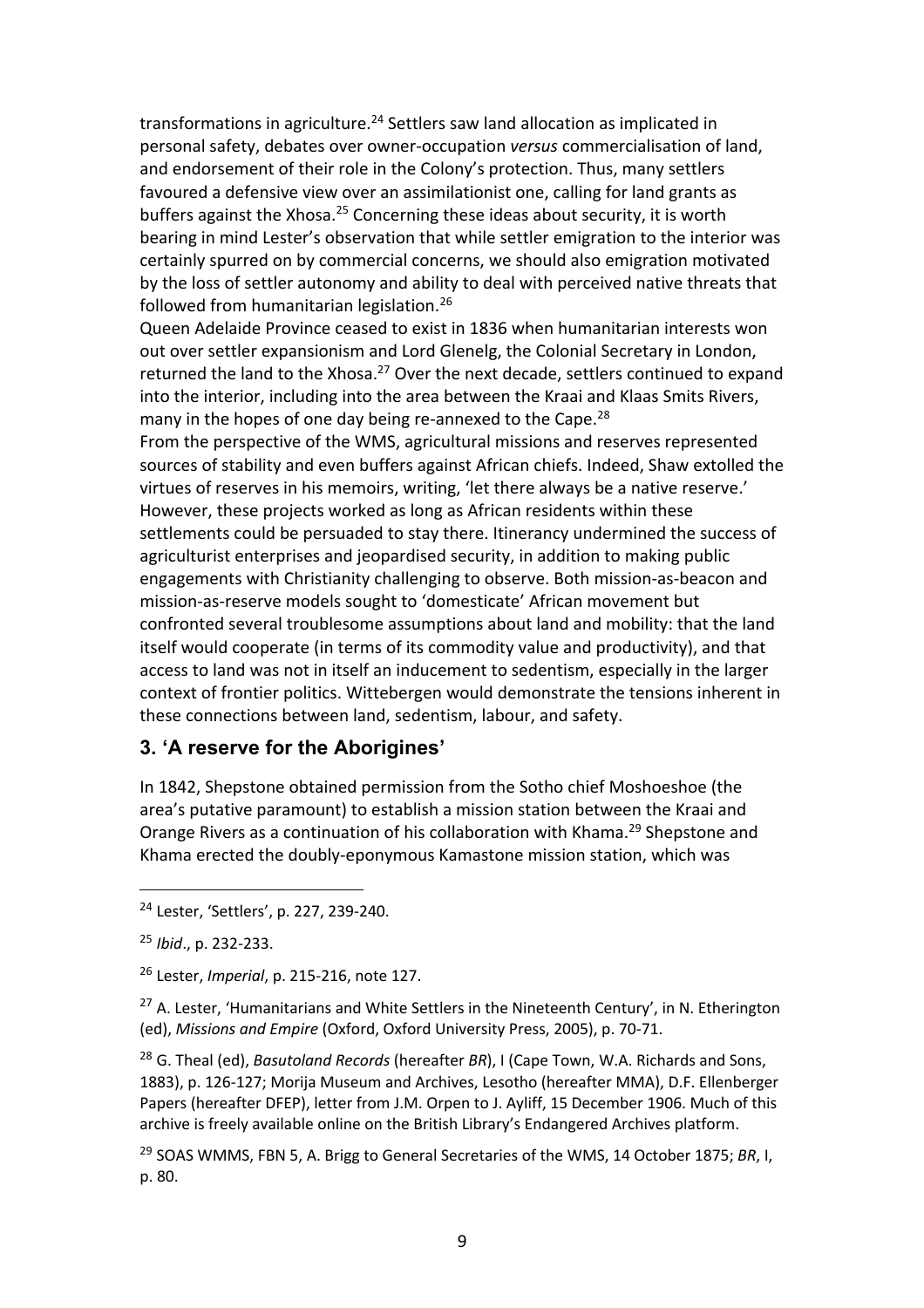transformations in agriculture.[24] Settlers saw land allocation as implicated in personal safety, debates over owner-occupation *versus* commercialisation of land, and endorsement of their role in the Colony's protection. Thus, many settlers favoured a defensive view over an assimilationist one, calling for land grants as buffers against the Xhosa.[25] Concerning these ideas about security, it is worth bearing in mind Lester's observation that while settler emigration to the interior was certainly spurred on by commercial concerns, we should also emigration motivated by the loss of settler autonomy and ability to deal with perceived native threats that followed from humanitarian legislation.[26]

Queen Adelaide Province ceased to exist in 1836 when humanitarian interests won out over settler expansionism and Lord Glenelg, the Colonial Secretary in London, returned the land to the Xhosa.[27] Over the next decade, settlers continued to expand into the interior, including into the area between the Kraai and Klaas Smits Rivers, many in the hopes of one day being re-annexed to the Cape.[28]

From the perspective of the WMS, agricultural missions and reserves represented sources of stability and even buffers against African chiefs. Indeed, Shaw extolled the virtues of reserves in his memoirs, writing, 'let there always be a native reserve.' However, these projects worked as long as African residents within these settlements could be persuaded to stay there. Itinerancy undermined the success of agriculturist enterprises and jeopardised security, in addition to making public engagements with Christianity challenging to observe. Both mission-as-beacon and mission-as-reserve models sought to 'domesticate' African movement but confronted several troublesome assumptions about land and mobility: that the land itself would cooperate (in terms of its commodity value and productivity), and that access to land was not in itself an inducement to sedentism, especially in the larger context of frontier politics. Wittebergen would demonstrate the tensions inherent in these connections between land, sedentism, labour, and safety.

## 3. 'A reserve for the Aborigines'

In 1842, Shepstone obtained permission from the Sotho chief Moshoeshoe (the area's putative paramount) to establish a mission station between the Kraai and Orange Rivers as a continuation of his collaboration with Khama.[29] Shepstone and Khama erected the doubly-eponymous Kamastone mission station, which was

---

[24] Lester, 'Settlers', p. 227, 239-240.

[25] *Ibid*., p. 232-233.

[26] Lester, *Imperial*, p. 215-216, note 127.

[27] A. Lester, 'Humanitarians and White Settlers in the Nineteenth Century', in N. Etherington (ed), *Missions and Empire* (Oxford, Oxford University Press, 2005), p. 70-71.

[28] G. Theal (ed), *Basutoland Records* (hereafter *BR*), I (Cape Town, W.A. Richards and Sons, 1883), p. 126-127; Morija Museum and Archives, Lesotho (hereafter MMA), D.F. Ellenberger Papers (hereafter DFEP), letter from J.M. Orpen to J. Ayliff, 15 December 1906. Much of this archive is freely available online on the British Library's Endangered Archives platform.

[29] SOAS WMMS, FBN 5, A. Brigg to General Secretaries of the WMS, 14 October 1875; *BR*, I, p. 80.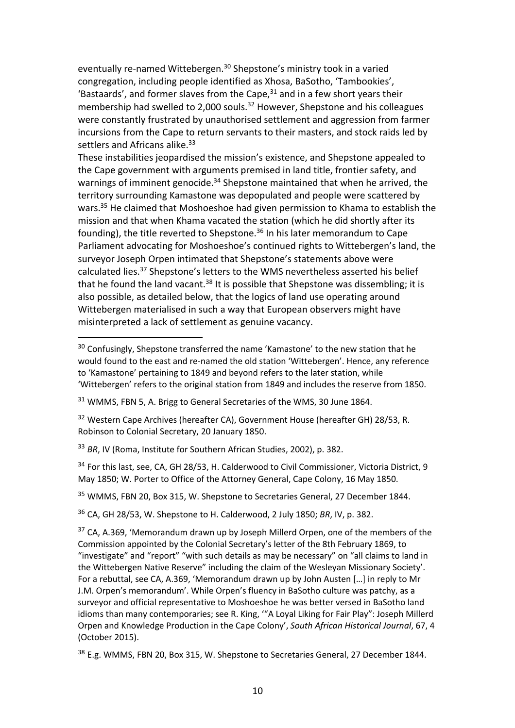eventually re-named Wittebergen.[30] Shepstone's ministry took in a varied congregation, including people identified as Xhosa, BaSotho, 'Tambookies', 'Bastaards', and former slaves from the Cape,[31] and in a few short years their membership had swelled to 2,000 souls.[32] However, Shepstone and his colleagues were constantly frustrated by unauthorised settlement and aggression from farmer incursions from the Cape to return servants to their masters, and stock raids led by settlers and Africans alike.[33]

These instabilities jeopardised the mission's existence, and Shepstone appealed to the Cape government with arguments premised in land title, frontier safety, and warnings of imminent genocide.[34] Shepstone maintained that when he arrived, the territory surrounding Kamastone was depopulated and people were scattered by wars.[35] He claimed that Moshoeshoe had given permission to Khama to establish the mission and that when Khama vacated the station (which he did shortly after its founding), the title reverted to Shepstone.[36] In his later memorandum to Cape Parliament advocating for Moshoeshoe's continued rights to Wittebergen's land, the surveyor Joseph Orpen intimated that Shepstone's statements above were calculated lies.[37] Shepstone's letters to the WMS nevertheless asserted his belief that he found the land vacant.[38] It is possible that Shepstone was dissembling; it is also possible, as detailed below, that the logics of land use operating around Wittebergen materialised in such a way that European observers might have misinterpreted a lack of settlement as genuine vacancy.

---

[30] Confusingly, Shepstone transferred the name 'Kamastone' to the new station that he would found to the east and re-named the old station 'Wittebergen'. Hence, any reference to 'Kamastone' pertaining to 1849 and beyond refers to the later station, while 'Wittebergen' refers to the original station from 1849 and includes the reserve from 1850.

[31] WMMS, FBN 5, A. Brigg to General Secretaries of the WMS, 30 June 1864.

[32] Western Cape Archives (hereafter CA), Government House (hereafter GH) 28/53, R. Robinson to Colonial Secretary, 20 January 1850.

[33] *BR*, IV (Roma, Institute for Southern African Studies, 2002), p. 382.

[34] For this last, see, CA, GH 28/53, H. Calderwood to Civil Commissioner, Victoria District, 9 May 1850; W. Porter to Office of the Attorney General, Cape Colony, 16 May 1850.

[35] WMMS, FBN 20, Box 315, W. Shepstone to Secretaries General, 27 December 1844.

[36] CA, GH 28/53, W. Shepstone to H. Calderwood, 2 July 1850; *BR*, IV, p. 382.

[37] CA, A.369, 'Memorandum drawn up by Joseph Millerd Orpen, one of the members of the Commission appointed by the Colonial Secretary's letter of the 8th February 1869, to "investigate" and "report" "with such details as may be necessary" on "all claims to land in the Wittebergen Native Reserve" including the claim of the Wesleyan Missionary Society'. For a rebuttal, see CA, A.369, 'Memorandum drawn up by John Austen […] in reply to Mr J.M. Orpen's memorandum'. While Orpen's fluency in BaSotho culture was patchy, as a surveyor and official representative to Moshoeshoe he was better versed in BaSotho land idioms than many contemporaries; see R. King, '"A Loyal Liking for Fair Play": Joseph Millerd Orpen and Knowledge Production in the Cape Colony', *South African Historical Journal*, 67, 4 (October 2015).

[38] E.g. WMMS, FBN 20, Box 315, W. Shepstone to Secretaries General, 27 December 1844.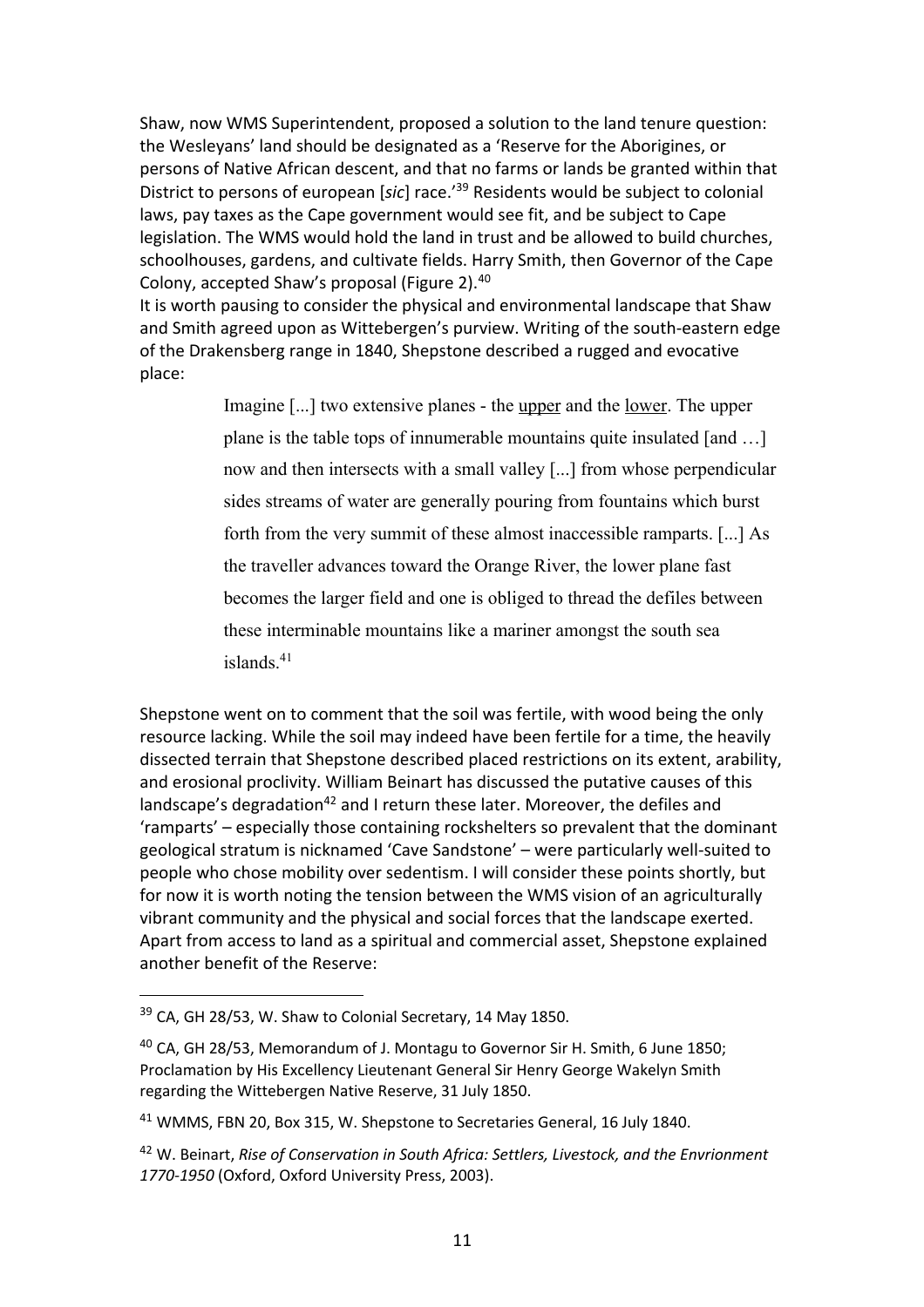Shaw, now WMS Superintendent, proposed a solution to the land tenure question: the Wesleyans' land should be designated as a 'Reserve for the Aborigines, or persons of Native African descent, and that no farms or lands be granted within that District to persons of european [*sic*] race.'[39] Residents would be subject to colonial laws, pay taxes as the Cape government would see fit, and be subject to Cape legislation. The WMS would hold the land in trust and be allowed to build churches, schoolhouses, gardens, and cultivate fields. Harry Smith, then Governor of the Cape Colony, accepted Shaw's proposal (Figure 2).[40]

It is worth pausing to consider the physical and environmental landscape that Shaw and Smith agreed upon as Wittebergen's purview. Writing of the south-eastern edge of the Drakensberg range in 1840, Shepstone described a rugged and evocative place:

> Imagine [...] two extensive planes - the <u>upper</u> and the <u>lower</u>. The upper plane is the table tops of innumerable mountains quite insulated [and …] now and then intersects with a small valley [...] from whose perpendicular sides streams of water are generally pouring from fountains which burst forth from the very summit of these almost inaccessible ramparts. [...] As the traveller advances toward the Orange River, the lower plane fast becomes the larger field and one is obliged to thread the defiles between these interminable mountains like a mariner amongst the south sea islands.[41]

Shepstone went on to comment that the soil was fertile, with wood being the only resource lacking. While the soil may indeed have been fertile for a time, the heavily dissected terrain that Shepstone described placed restrictions on its extent, arability, and erosional proclivity. William Beinart has discussed the putative causes of this landscape's degradation[42] and I return these later. Moreover, the defiles and 'ramparts' – especially those containing rockshelters so prevalent that the dominant geological stratum is nicknamed 'Cave Sandstone' – were particularly well-suited to people who chose mobility over sedentism. I will consider these points shortly, but for now it is worth noting the tension between the WMS vision of an agriculturally vibrant community and the physical and social forces that the landscape exerted. Apart from access to land as a spiritual and commercial asset, Shepstone explained another benefit of the Reserve:

---

[39] CA, GH 28/53, W. Shaw to Colonial Secretary, 14 May 1850.

[40] CA, GH 28/53, Memorandum of J. Montagu to Governor Sir H. Smith, 6 June 1850; Proclamation by His Excellency Lieutenant General Sir Henry George Wakelyn Smith regarding the Wittebergen Native Reserve, 31 July 1850.

[41] WMMS, FBN 20, Box 315, W. Shepstone to Secretaries General, 16 July 1840.

[42] W. Beinart, *Rise of Conservation in South Africa: Settlers, Livestock, and the Envrionment 1770-1950* (Oxford, Oxford University Press, 2003).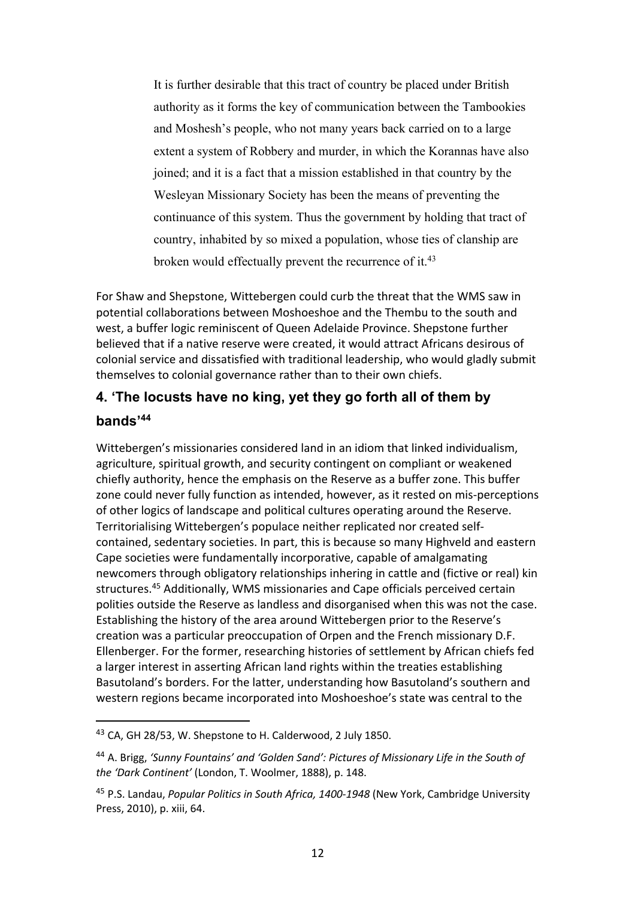> It is further desirable that this tract of country be placed under British authority as it forms the key of communication between the Tambookies and Moshesh's people, who not many years back carried on to a large extent a system of Robbery and murder, in which the Korannas have also joined; and it is a fact that a mission established in that country by the Wesleyan Missionary Society has been the means of preventing the continuance of this system. Thus the government by holding that tract of country, inhabited by so mixed a population, whose ties of clanship are broken would effectually prevent the recurrence of it.[43]

For Shaw and Shepstone, Wittebergen could curb the threat that the WMS saw in potential collaborations between Moshoeshoe and the Thembu to the south and west, a buffer logic reminiscent of Queen Adelaide Province. Shepstone further believed that if a native reserve were created, it would attract Africans desirous of colonial service and dissatisfied with traditional leadership, who would gladly submit themselves to colonial governance rather than to their own chiefs.

## 4. 'The locusts have no king, yet they go forth all of them by bands'[44]

Wittebergen's missionaries considered land in an idiom that linked individualism, agriculture, spiritual growth, and security contingent on compliant or weakened chiefly authority, hence the emphasis on the Reserve as a buffer zone. This buffer zone could never fully function as intended, however, as it rested on mis-perceptions of other logics of landscape and political cultures operating around the Reserve. Territorialising Wittebergen's populace neither replicated nor created self-contained, sedentary societies. In part, this is because so many Highveld and eastern Cape societies were fundamentally incorporative, capable of amalgamating newcomers through obligatory relationships inhering in cattle and (fictive or real) kin structures.[45] Additionally, WMS missionaries and Cape officials perceived certain polities outside the Reserve as landless and disorganised when this was not the case. Establishing the history of the area around Wittebergen prior to the Reserve's creation was a particular preoccupation of Orpen and the French missionary D.F. Ellenberger. For the former, researching histories of settlement by African chiefs fed a larger interest in asserting African land rights within the treaties establishing Basutoland's borders. For the latter, understanding how Basutoland's southern and western regions became incorporated into Moshoeshoe's state was central to the

---

[43] CA, GH 28/53, W. Shepstone to H. Calderwood, 2 July 1850.

[44] A. Brigg, *'Sunny Fountains' and 'Golden Sand': Pictures of Missionary Life in the South of the 'Dark Continent'* (London, T. Woolmer, 1888), p. 148.

[45] P.S. Landau, *Popular Politics in South Africa, 1400-1948* (New York, Cambridge University Press, 2010), p. xiii, 64.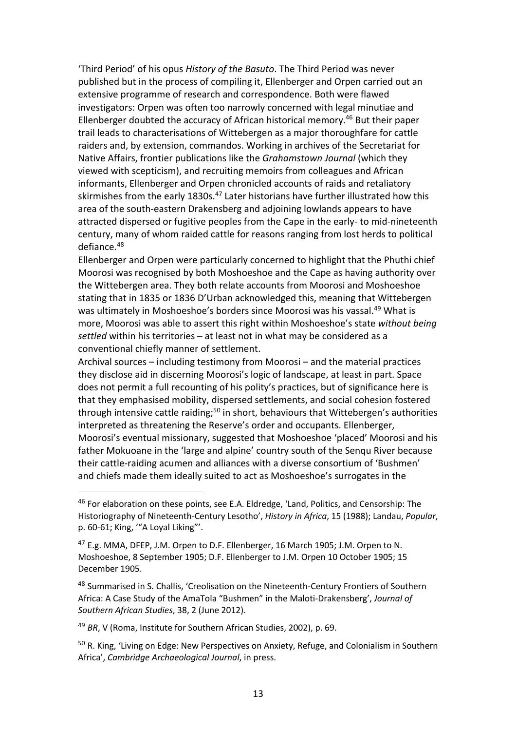'Third Period' of his opus *History of the Basuto*. The Third Period was never published but in the process of compiling it, Ellenberger and Orpen carried out an extensive programme of research and correspondence. Both were flawed investigators: Orpen was often too narrowly concerned with legal minutiae and Ellenberger doubted the accuracy of African historical memory.[46] But their paper trail leads to characterisations of Wittebergen as a major thoroughfare for cattle raiders and, by extension, commandos. Working in archives of the Secretariat for Native Affairs, frontier publications like the *Grahamstown Journal* (which they viewed with scepticism), and recruiting memoirs from colleagues and African informants, Ellenberger and Orpen chronicled accounts of raids and retaliatory skirmishes from the early 1830s.[47] Later historians have further illustrated how this area of the south-eastern Drakensberg and adjoining lowlands appears to have attracted dispersed or fugitive peoples from the Cape in the early- to mid-nineteenth century, many of whom raided cattle for reasons ranging from lost herds to political defiance.[48]

Ellenberger and Orpen were particularly concerned to highlight that the Phuthi chief Moorosi was recognised by both Moshoeshoe and the Cape as having authority over the Wittebergen area. They both relate accounts from Moorosi and Moshoeshoe stating that in 1835 or 1836 D'Urban acknowledged this, meaning that Wittebergen was ultimately in Moshoeshoe's borders since Moorosi was his vassal.[49] What is more, Moorosi was able to assert this right within Moshoeshoe's state *without being settled* within his territories – at least not in what may be considered as a conventional chiefly manner of settlement.

Archival sources – including testimony from Moorosi – and the material practices they disclose aid in discerning Moorosi's logic of landscape, at least in part. Space does not permit a full recounting of his polity's practices, but of significance here is that they emphasised mobility, dispersed settlements, and social cohesion fostered through intensive cattle raiding;[50] in short, behaviours that Wittebergen's authorities interpreted as threatening the Reserve's order and occupants. Ellenberger, Moorosi's eventual missionary, suggested that Moshoeshoe 'placed' Moorosi and his father Mokuoane in the 'large and alpine' country south of the Senqu River because their cattle-raiding acumen and alliances with a diverse consortium of 'Bushmen' and chiefs made them ideally suited to act as Moshoeshoe's surrogates in the

---

[46] For elaboration on these points, see E.A. Eldredge, 'Land, Politics, and Censorship: The Historiography of Nineteenth-Century Lesotho', *History in Africa*, 15 (1988); Landau, *Popular*, p. 60-61; King, '"A Loyal Liking"'.

[47] E.g. MMA, DFEP, J.M. Orpen to D.F. Ellenberger, 16 March 1905; J.M. Orpen to N. Moshoeshoe, 8 September 1905; D.F. Ellenberger to J.M. Orpen 10 October 1905; 15 December 1905.

[48] Summarised in S. Challis, 'Creolisation on the Nineteenth-Century Frontiers of Southern Africa: A Case Study of the AmaTola "Bushmen" in the Maloti-Drakensberg', *Journal of Southern African Studies*, 38, 2 (June 2012).

[49] *BR*, V (Roma, Institute for Southern African Studies, 2002), p. 69.

[50] R. King, 'Living on Edge: New Perspectives on Anxiety, Refuge, and Colonialism in Southern Africa', *Cambridge Archaeological Journal*, in press.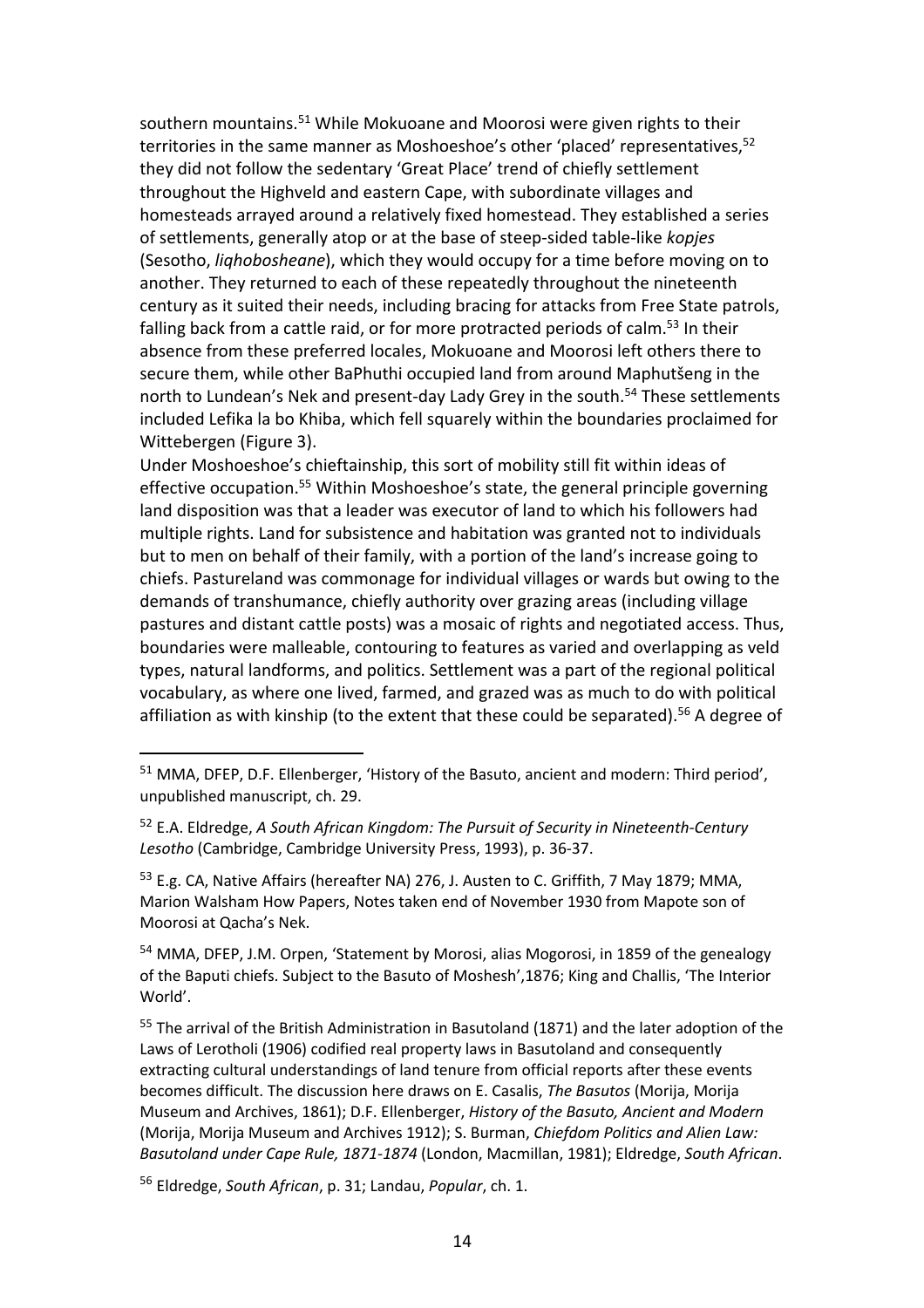southern mountains.[51] While Mokuoane and Moorosi were given rights to their territories in the same manner as Moshoeshoe's other 'placed' representatives,[52] they did not follow the sedentary 'Great Place' trend of chiefly settlement throughout the Highveld and eastern Cape, with subordinate villages and homesteads arrayed around a relatively fixed homestead. They established a series of settlements, generally atop or at the base of steep-sided table-like *kopjes* (Sesotho, *liqhobosheane*), which they would occupy for a time before moving on to another. They returned to each of these repeatedly throughout the nineteenth century as it suited their needs, including bracing for attacks from Free State patrols, falling back from a cattle raid, or for more protracted periods of calm.[53] In their absence from these preferred locales, Mokuoane and Moorosi left others there to secure them, while other BaPhuthi occupied land from around Maphutšeng in the north to Lundean's Nek and present-day Lady Grey in the south.[54] These settlements included Lefika la bo Khiba, which fell squarely within the boundaries proclaimed for Wittebergen (Figure 3).

Under Moshoeshoe's chieftainship, this sort of mobility still fit within ideas of effective occupation.[55] Within Moshoeshoe's state, the general principle governing land disposition was that a leader was executor of land to which his followers had multiple rights. Land for subsistence and habitation was granted not to individuals but to men on behalf of their family, with a portion of the land's increase going to chiefs. Pastureland was commonage for individual villages or wards but owing to the demands of transhumance, chiefly authority over grazing areas (including village pastures and distant cattle posts) was a mosaic of rights and negotiated access. Thus, boundaries were malleable, contouring to features as varied and overlapping as veld types, natural landforms, and politics. Settlement was a part of the regional political vocabulary, as where one lived, farmed, and grazed was as much to do with political affiliation as with kinship (to the extent that these could be separated).[56] A degree of

---

[51] MMA, DFEP, D.F. Ellenberger, 'History of the Basuto, ancient and modern: Third period', unpublished manuscript, ch. 29.

[52] E.A. Eldredge, *A South African Kingdom: The Pursuit of Security in Nineteenth-Century Lesotho* (Cambridge, Cambridge University Press, 1993), p. 36-37.

[53] E.g. CA, Native Affairs (hereafter NA) 276, J. Austen to C. Griffith, 7 May 1879; MMA, Marion Walsham How Papers, Notes taken end of November 1930 from Mapote son of Moorosi at Qacha's Nek.

[54] MMA, DFEP, J.M. Orpen, 'Statement by Morosi, alias Mogorosi, in 1859 of the genealogy of the Baputi chiefs. Subject to the Basuto of Moshesh',1876; King and Challis, 'The Interior World'.

[55] The arrival of the British Administration in Basutoland (1871) and the later adoption of the Laws of Lerotholi (1906) codified real property laws in Basutoland and consequently extracting cultural understandings of land tenure from official reports after these events becomes difficult. The discussion here draws on E. Casalis, *The Basutos* (Morija, Morija Museum and Archives, 1861); D.F. Ellenberger, *History of the Basuto, Ancient and Modern* (Morija, Morija Museum and Archives 1912); S. Burman, *Chiefdom Politics and Alien Law: Basutoland under Cape Rule, 1871-1874* (London, Macmillan, 1981); Eldredge, *South African*.

[56] Eldredge, *South African*, p. 31; Landau, *Popular*, ch. 1.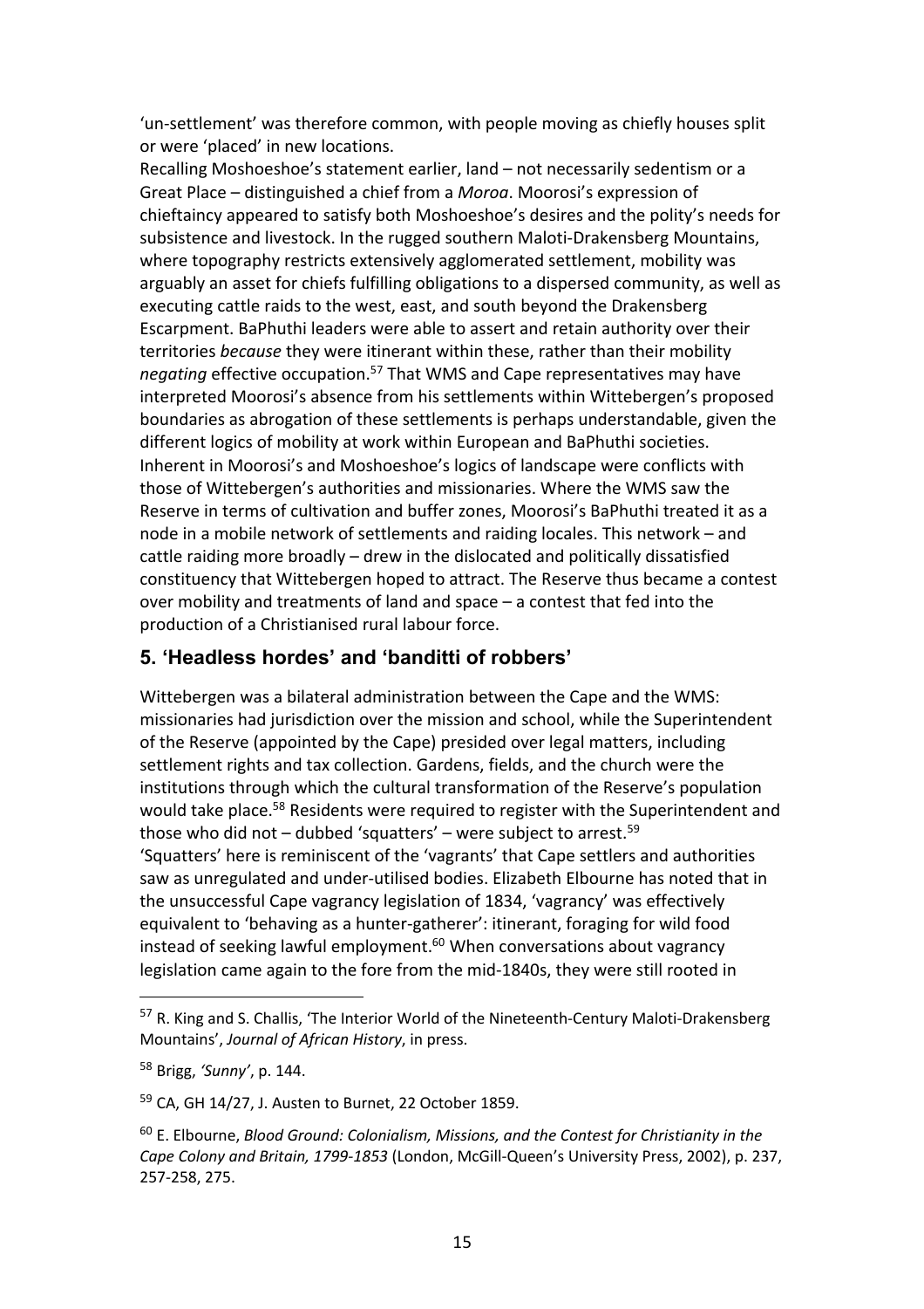'un-settlement' was therefore common, with people moving as chiefly houses split or were 'placed' in new locations.

Recalling Moshoeshoe's statement earlier, land – not necessarily sedentism or a Great Place – distinguished a chief from a *Moroa*. Moorosi's expression of chieftaincy appeared to satisfy both Moshoeshoe's desires and the polity's needs for subsistence and livestock. In the rugged southern Maloti-Drakensberg Mountains, where topography restricts extensively agglomerated settlement, mobility was arguably an asset for chiefs fulfilling obligations to a dispersed community, as well as executing cattle raids to the west, east, and south beyond the Drakensberg Escarpment. BaPhuthi leaders were able to assert and retain authority over their territories *because* they were itinerant within these, rather than their mobility *negating* effective occupation.[57] That WMS and Cape representatives may have interpreted Moorosi's absence from his settlements within Wittebergen's proposed boundaries as abrogation of these settlements is perhaps understandable, given the different logics of mobility at work within European and BaPhuthi societies.

Inherent in Moorosi's and Moshoeshoe's logics of landscape were conflicts with those of Wittebergen's authorities and missionaries. Where the WMS saw the Reserve in terms of cultivation and buffer zones, Moorosi's BaPhuthi treated it as a node in a mobile network of settlements and raiding locales. This network – and cattle raiding more broadly – drew in the dislocated and politically dissatisfied constituency that Wittebergen hoped to attract. The Reserve thus became a contest over mobility and treatments of land and space – a contest that fed into the production of a Christianised rural labour force.

## 5. 'Headless hordes' and 'banditti of robbers'

Wittebergen was a bilateral administration between the Cape and the WMS: missionaries had jurisdiction over the mission and school, while the Superintendent of the Reserve (appointed by the Cape) presided over legal matters, including settlement rights and tax collection. Gardens, fields, and the church were the institutions through which the cultural transformation of the Reserve's population would take place.[58] Residents were required to register with the Superintendent and those who did not – dubbed 'squatters' – were subject to arrest.[59]

'Squatters' here is reminiscent of the 'vagrants' that Cape settlers and authorities saw as unregulated and under-utilised bodies. Elizabeth Elbourne has noted that in the unsuccessful Cape vagrancy legislation of 1834, 'vagrancy' was effectively equivalent to 'behaving as a hunter-gatherer': itinerant, foraging for wild food instead of seeking lawful employment.[60] When conversations about vagrancy legislation came again to the fore from the mid-1840s, they were still rooted in

---

[57] R. King and S. Challis, 'The Interior World of the Nineteenth-Century Maloti-Drakensberg Mountains', *Journal of African History*, in press.

[58] Brigg, *'Sunny'*, p. 144.

[59] CA, GH 14/27, J. Austen to Burnet, 22 October 1859.

[60] E. Elbourne, *Blood Ground: Colonialism, Missions, and the Contest for Christianity in the Cape Colony and Britain, 1799-1853* (London, McGill-Queen's University Press, 2002), p. 237, 257-258, 275.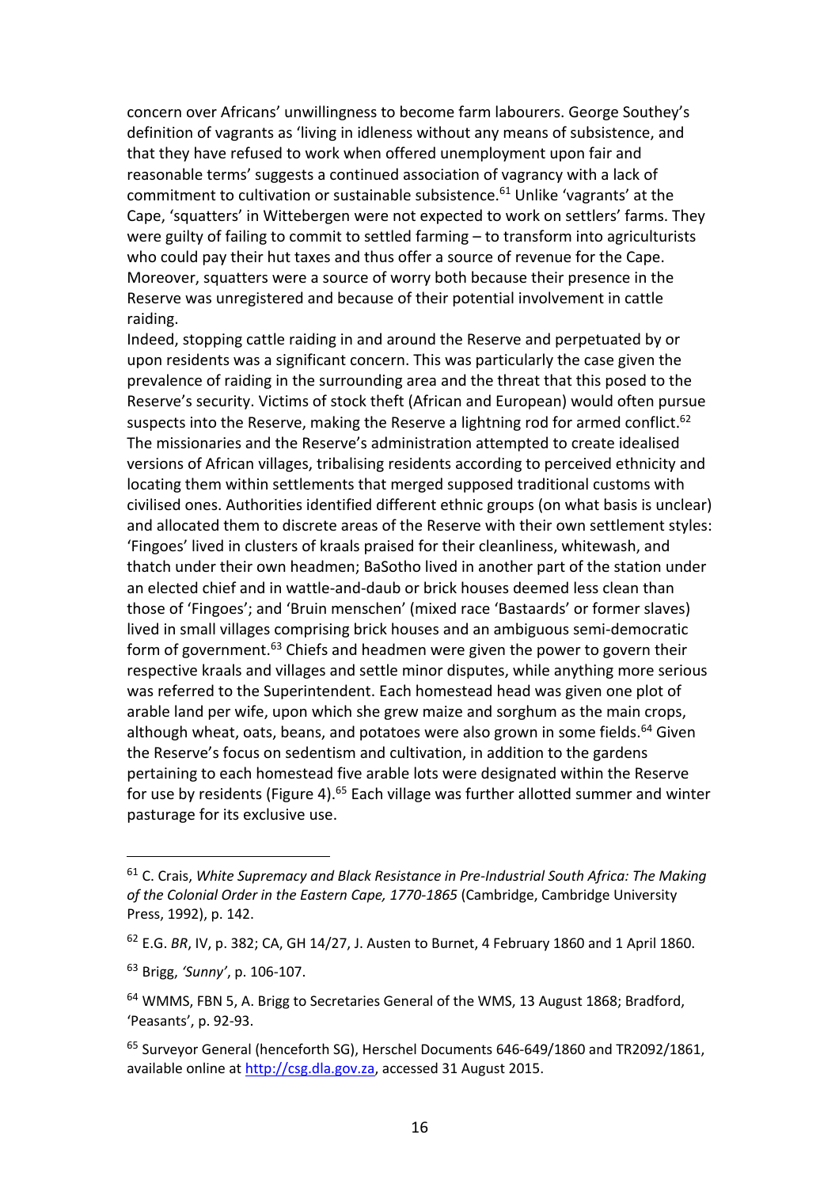concern over Africans' unwillingness to become farm labourers. George Southey's definition of vagrants as 'living in idleness without any means of subsistence, and that they have refused to work when offered unemployment upon fair and reasonable terms' suggests a continued association of vagrancy with a lack of commitment to cultivation or sustainable subsistence.[61] Unlike 'vagrants' at the Cape, 'squatters' in Wittebergen were not expected to work on settlers' farms. They were guilty of failing to commit to settled farming – to transform into agriculturists who could pay their hut taxes and thus offer a source of revenue for the Cape. Moreover, squatters were a source of worry both because their presence in the Reserve was unregistered and because of their potential involvement in cattle raiding.

Indeed, stopping cattle raiding in and around the Reserve and perpetuated by or upon residents was a significant concern. This was particularly the case given the prevalence of raiding in the surrounding area and the threat that this posed to the Reserve's security. Victims of stock theft (African and European) would often pursue suspects into the Reserve, making the Reserve a lightning rod for armed conflict.[62] The missionaries and the Reserve's administration attempted to create idealised versions of African villages, tribalising residents according to perceived ethnicity and locating them within settlements that merged supposed traditional customs with civilised ones. Authorities identified different ethnic groups (on what basis is unclear) and allocated them to discrete areas of the Reserve with their own settlement styles: 'Fingoes' lived in clusters of kraals praised for their cleanliness, whitewash, and thatch under their own headmen; BaSotho lived in another part of the station under an elected chief and in wattle-and-daub or brick houses deemed less clean than those of 'Fingoes'; and 'Bruin menschen' (mixed race 'Bastaards' or former slaves) lived in small villages comprising brick houses and an ambiguous semi-democratic form of government.[63] Chiefs and headmen were given the power to govern their respective kraals and villages and settle minor disputes, while anything more serious was referred to the Superintendent. Each homestead head was given one plot of arable land per wife, upon which she grew maize and sorghum as the main crops, although wheat, oats, beans, and potatoes were also grown in some fields.[64] Given the Reserve's focus on sedentism and cultivation, in addition to the gardens pertaining to each homestead five arable lots were designated within the Reserve for use by residents (Figure 4).[65] Each village was further allotted summer and winter pasturage for its exclusive use.

---

[61] C. Crais, *White Supremacy and Black Resistance in Pre-Industrial South Africa: The Making of the Colonial Order in the Eastern Cape, 1770-1865* (Cambridge, Cambridge University Press, 1992), p. 142.

[62] E.G. *BR*, IV, p. 382; CA, GH 14/27, J. Austen to Burnet, 4 February 1860 and 1 April 1860.

[63] Brigg, *'Sunny'*, p. 106-107.

[64] WMMS, FBN 5, A. Brigg to Secretaries General of the WMS, 13 August 1868; Bradford, 'Peasants', p. 92-93.

[65] Surveyor General (henceforth SG), Herschel Documents 646-649/1860 and TR2092/1861, available online at http://csg.dla.gov.za, accessed 31 August 2015.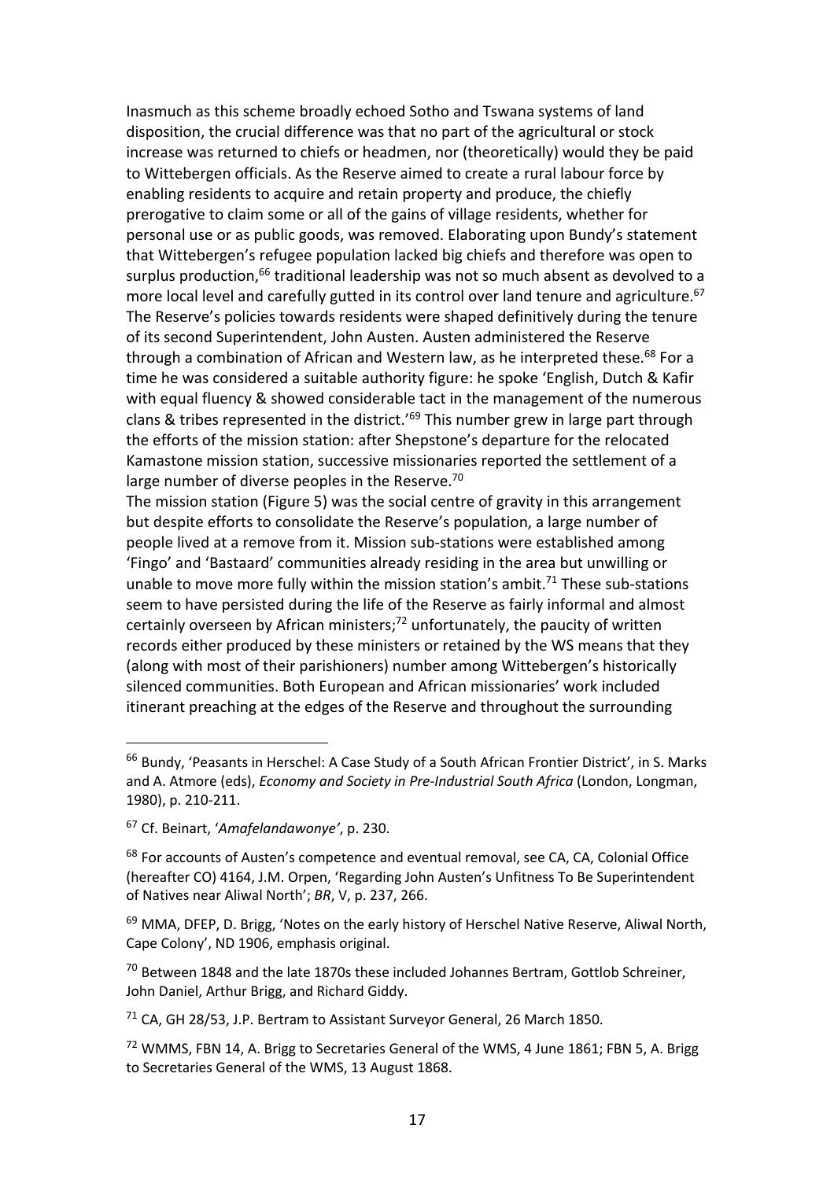Inasmuch as this scheme broadly echoed Sotho and Tswana systems of land disposition, the crucial difference was that no part of the agricultural or stock increase was returned to chiefs or headmen, nor (theoretically) would they be paid to Wittebergen officials. As the Reserve aimed to create a rural labour force by enabling residents to acquire and retain property and produce, the chiefly prerogative to claim some or all of the gains of village residents, whether for personal use or as public goods, was removed. Elaborating upon Bundy's statement that Wittebergen's refugee population lacked big chiefs and therefore was open to surplus production,[66] traditional leadership was not so much absent as devolved to a more local level and carefully gutted in its control over land tenure and agriculture.[67] The Reserve's policies towards residents were shaped definitively during the tenure of its second Superintendent, John Austen. Austen administered the Reserve through a combination of African and Western law, as he interpreted these.[68] For a time he was considered a suitable authority figure: he spoke 'English, Dutch & Kafir with equal fluency & showed considerable tact in the management of the numerous clans & tribes represented in the district.'[69] This number grew in large part through the efforts of the mission station: after Shepstone's departure for the relocated Kamastone mission station, successive missionaries reported the settlement of a large number of diverse peoples in the Reserve.[70]

The mission station (Figure 5) was the social centre of gravity in this arrangement but despite efforts to consolidate the Reserve's population, a large number of people lived at a remove from it. Mission sub-stations were established among 'Fingo' and 'Bastaard' communities already residing in the area but unwilling or unable to move more fully within the mission station's ambit.[71] These sub-stations seem to have persisted during the life of the Reserve as fairly informal and almost certainly overseen by African ministers;[72] unfortunately, the paucity of written records either produced by these ministers or retained by the WS means that they (along with most of their parishioners) number among Wittebergen's historically silenced communities. Both European and African missionaries' work included itinerant preaching at the edges of the Reserve and throughout the surrounding

---

[66] Bundy, 'Peasants in Herschel: A Case Study of a South African Frontier District', in S. Marks and A. Atmore (eds), *Economy and Society in Pre-Industrial South Africa* (London, Longman, 1980), p. 210-211.

[67] Cf. Beinart, '*Amafelandawonye*', p. 230.

[68] For accounts of Austen's competence and eventual removal, see CA, CA, Colonial Office (hereafter CO) 4164, J.M. Orpen, 'Regarding John Austen's Unfitness To Be Superintendent of Natives near Aliwal North'; *BR*, V, p. 237, 266.

[69] MMA, DFEP, D. Brigg, 'Notes on the early history of Herschel Native Reserve, Aliwal North, Cape Colony', ND 1906, emphasis original.

[70] Between 1848 and the late 1870s these included Johannes Bertram, Gottlob Schreiner, John Daniel, Arthur Brigg, and Richard Giddy.

[71] CA, GH 28/53, J.P. Bertram to Assistant Surveyor General, 26 March 1850.

[72] WMMS, FBN 14, A. Brigg to Secretaries General of the WMS, 4 June 1861; FBN 5, A. Brigg to Secretaries General of the WMS, 13 August 1868.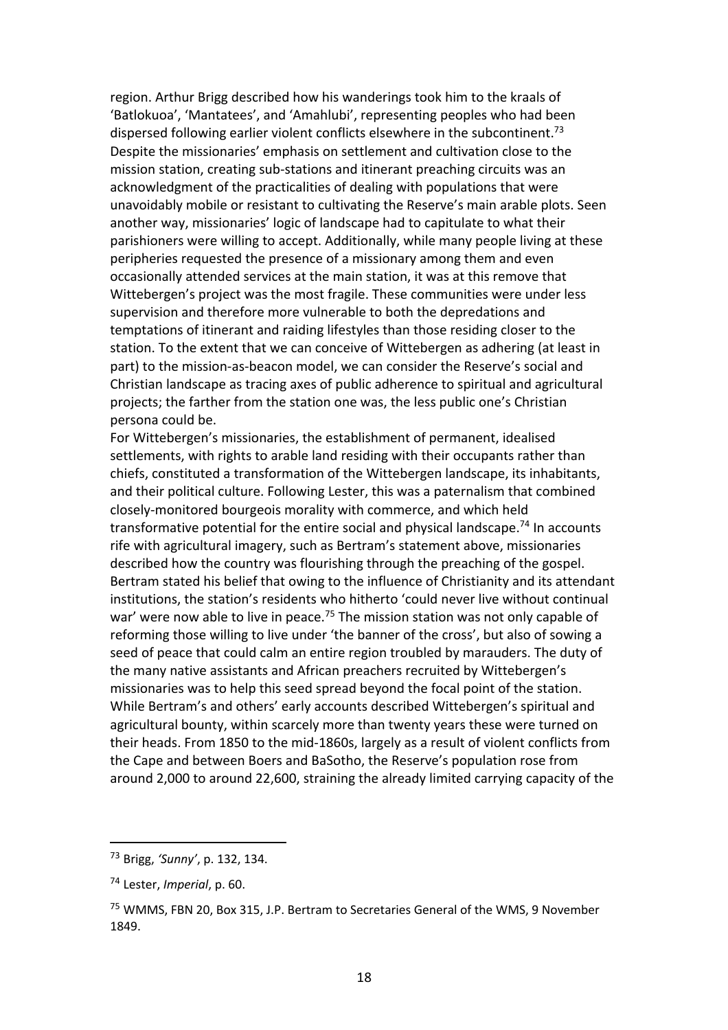region. Arthur Brigg described how his wanderings took him to the kraals of 'Batlokuoa', 'Mantatees', and 'Amahlubi', representing peoples who had been dispersed following earlier violent conflicts elsewhere in the subcontinent.[73] Despite the missionaries' emphasis on settlement and cultivation close to the mission station, creating sub-stations and itinerant preaching circuits was an acknowledgment of the practicalities of dealing with populations that were unavoidably mobile or resistant to cultivating the Reserve's main arable plots. Seen another way, missionaries' logic of landscape had to capitulate to what their parishioners were willing to accept. Additionally, while many people living at these peripheries requested the presence of a missionary among them and even occasionally attended services at the main station, it was at this remove that Wittebergen's project was the most fragile. These communities were under less supervision and therefore more vulnerable to both the depredations and temptations of itinerant and raiding lifestyles than those residing closer to the station. To the extent that we can conceive of Wittebergen as adhering (at least in part) to the mission-as-beacon model, we can consider the Reserve's social and Christian landscape as tracing axes of public adherence to spiritual and agricultural projects; the farther from the station one was, the less public one's Christian persona could be.

For Wittebergen's missionaries, the establishment of permanent, idealised settlements, with rights to arable land residing with their occupants rather than chiefs, constituted a transformation of the Wittebergen landscape, its inhabitants, and their political culture. Following Lester, this was a paternalism that combined closely-monitored bourgeois morality with commerce, and which held transformative potential for the entire social and physical landscape.[74] In accounts rife with agricultural imagery, such as Bertram's statement above, missionaries described how the country was flourishing through the preaching of the gospel. Bertram stated his belief that owing to the influence of Christianity and its attendant institutions, the station's residents who hitherto 'could never live without continual war' were now able to live in peace.[75] The mission station was not only capable of reforming those willing to live under 'the banner of the cross', but also of sowing a seed of peace that could calm an entire region troubled by marauders. The duty of the many native assistants and African preachers recruited by Wittebergen's missionaries was to help this seed spread beyond the focal point of the station.

While Bertram's and others' early accounts described Wittebergen's spiritual and agricultural bounty, within scarcely more than twenty years these were turned on their heads. From 1850 to the mid-1860s, largely as a result of violent conflicts from the Cape and between Boers and BaSotho, the Reserve's population rose from around 2,000 to around 22,600, straining the already limited carrying capacity of the

---

[73] Brigg, *'Sunny'*, p. 132, 134.

[74] Lester, *Imperial*, p. 60.

[75] WMMS, FBN 20, Box 315, J.P. Bertram to Secretaries General of the WMS, 9 November 1849.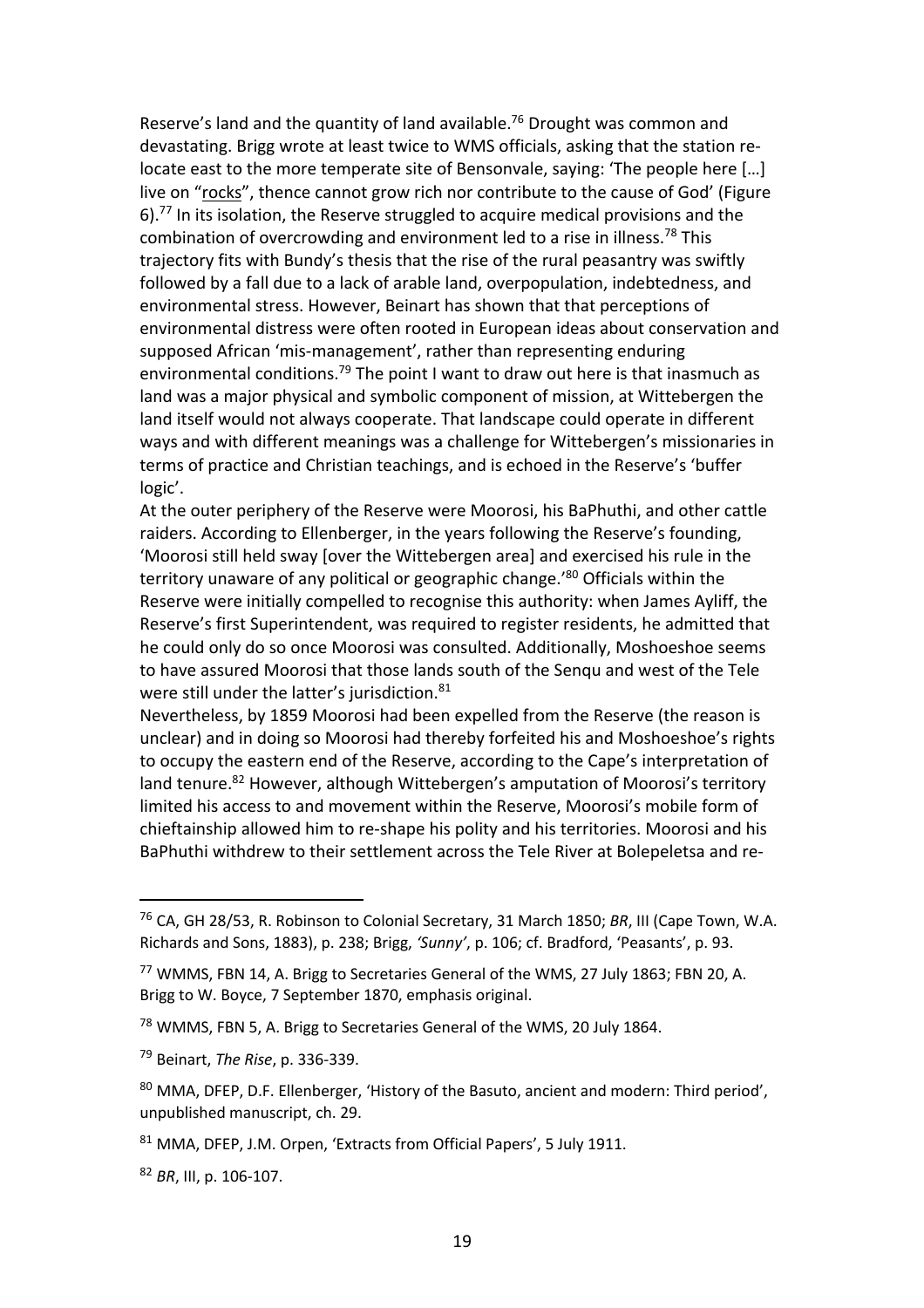Reserve's land and the quantity of land available.[76] Drought was common and devastating. Brigg wrote at least twice to WMS officials, asking that the station re-locate east to the more temperate site of Bensonvale, saying: 'The people here […] live on "rocks", thence cannot grow rich nor contribute to the cause of God' (Figure 6).[77] In its isolation, the Reserve struggled to acquire medical provisions and the combination of overcrowding and environment led to a rise in illness.[78] This trajectory fits with Bundy's thesis that the rise of the rural peasantry was swiftly followed by a fall due to a lack of arable land, overpopulation, indebtedness, and environmental stress. However, Beinart has shown that that perceptions of environmental distress were often rooted in European ideas about conservation and supposed African 'mis-management', rather than representing enduring environmental conditions.[79] The point I want to draw out here is that inasmuch as land was a major physical and symbolic component of mission, at Wittebergen the land itself would not always cooperate. That landscape could operate in different ways and with different meanings was a challenge for Wittebergen's missionaries in terms of practice and Christian teachings, and is echoed in the Reserve's 'buffer logic'.

At the outer periphery of the Reserve were Moorosi, his BaPhuthi, and other cattle raiders. According to Ellenberger, in the years following the Reserve's founding, 'Moorosi still held sway [over the Wittebergen area] and exercised his rule in the territory unaware of any political or geographic change.'[80] Officials within the Reserve were initially compelled to recognise this authority: when James Ayliff, the Reserve's first Superintendent, was required to register residents, he admitted that he could only do so once Moorosi was consulted. Additionally, Moshoeshoe seems to have assured Moorosi that those lands south of the Senqu and west of the Tele were still under the latter's jurisdiction.[81]

Nevertheless, by 1859 Moorosi had been expelled from the Reserve (the reason is unclear) and in doing so Moorosi had thereby forfeited his and Moshoeshoe's rights to occupy the eastern end of the Reserve, according to the Cape's interpretation of land tenure.[82] However, although Wittebergen's amputation of Moorosi's territory limited his access to and movement within the Reserve, Moorosi's mobile form of chieftainship allowed him to re-shape his polity and his territories. Moorosi and his BaPhuthi withdrew to their settlement across the Tele River at Bolepeletsa and re-

---

[76] CA, GH 28/53, R. Robinson to Colonial Secretary, 31 March 1850; *BR*, III (Cape Town, W.A. Richards and Sons, 1883), p. 238; Brigg, *'Sunny'*, p. 106; cf. Bradford, 'Peasants', p. 93.

[77] WMMS, FBN 14, A. Brigg to Secretaries General of the WMS, 27 July 1863; FBN 20, A. Brigg to W. Boyce, 7 September 1870, emphasis original.

[78] WMMS, FBN 5, A. Brigg to Secretaries General of the WMS, 20 July 1864.

[79] Beinart, *The Rise*, p. 336-339.

[80] MMA, DFEP, D.F. Ellenberger, 'History of the Basuto, ancient and modern: Third period', unpublished manuscript, ch. 29.

[81] MMA, DFEP, J.M. Orpen, 'Extracts from Official Papers', 5 July 1911.

[82] *BR*, III, p. 106-107.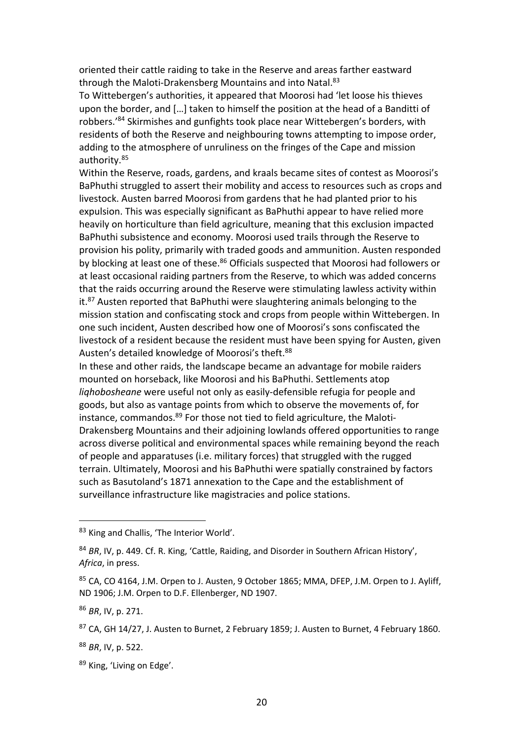oriented their cattle raiding to take in the Reserve and areas farther eastward through the Maloti-Drakensberg Mountains and into Natal.[83]

To Wittebergen's authorities, it appeared that Moorosi had 'let loose his thieves upon the border, and […] taken to himself the position at the head of a Banditti of robbers.'[84] Skirmishes and gunfights took place near Wittebergen's borders, with residents of both the Reserve and neighbouring towns attempting to impose order, adding to the atmosphere of unruliness on the fringes of the Cape and mission authority.[85]

Within the Reserve, roads, gardens, and kraals became sites of contest as Moorosi's BaPhuthi struggled to assert their mobility and access to resources such as crops and livestock. Austen barred Moorosi from gardens that he had planted prior to his expulsion. This was especially significant as BaPhuthi appear to have relied more heavily on horticulture than field agriculture, meaning that this exclusion impacted BaPhuthi subsistence and economy. Moorosi used trails through the Reserve to provision his polity, primarily with traded goods and ammunition. Austen responded by blocking at least one of these.[86] Officials suspected that Moorosi had followers or at least occasional raiding partners from the Reserve, to which was added concerns that the raids occurring around the Reserve were stimulating lawless activity within it.[87] Austen reported that BaPhuthi were slaughtering animals belonging to the mission station and confiscating stock and crops from people within Wittebergen. In one such incident, Austen described how one of Moorosi's sons confiscated the livestock of a resident because the resident must have been spying for Austen, given Austen's detailed knowledge of Moorosi's theft.[88]

In these and other raids, the landscape became an advantage for mobile raiders mounted on horseback, like Moorosi and his BaPhuthi. Settlements atop *liqhobosheane* were useful not only as easily-defensible refugia for people and goods, but also as vantage points from which to observe the movements of, for instance, commandos.[89] For those not tied to field agriculture, the Maloti-Drakensberg Mountains and their adjoining lowlands offered opportunities to range across diverse political and environmental spaces while remaining beyond the reach of people and apparatuses (i.e. military forces) that struggled with the rugged terrain. Ultimately, Moorosi and his BaPhuthi were spatially constrained by factors such as Basutoland's 1871 annexation to the Cape and the establishment of surveillance infrastructure like magistracies and police stations.

---

[83] King and Challis, 'The Interior World'.

[84] *BR*, IV, p. 449. Cf. R. King, 'Cattle, Raiding, and Disorder in Southern African History', *Africa*, in press.

[85] CA, CO 4164, J.M. Orpen to J. Austen, 9 October 1865; MMA, DFEP, J.M. Orpen to J. Ayliff, ND 1906; J.M. Orpen to D.F. Ellenberger, ND 1907.

[86] *BR*, IV, p. 271.

[87] CA, GH 14/27, J. Austen to Burnet, 2 February 1859; J. Austen to Burnet, 4 February 1860.

[88] *BR*, IV, p. 522.

[89] King, 'Living on Edge'.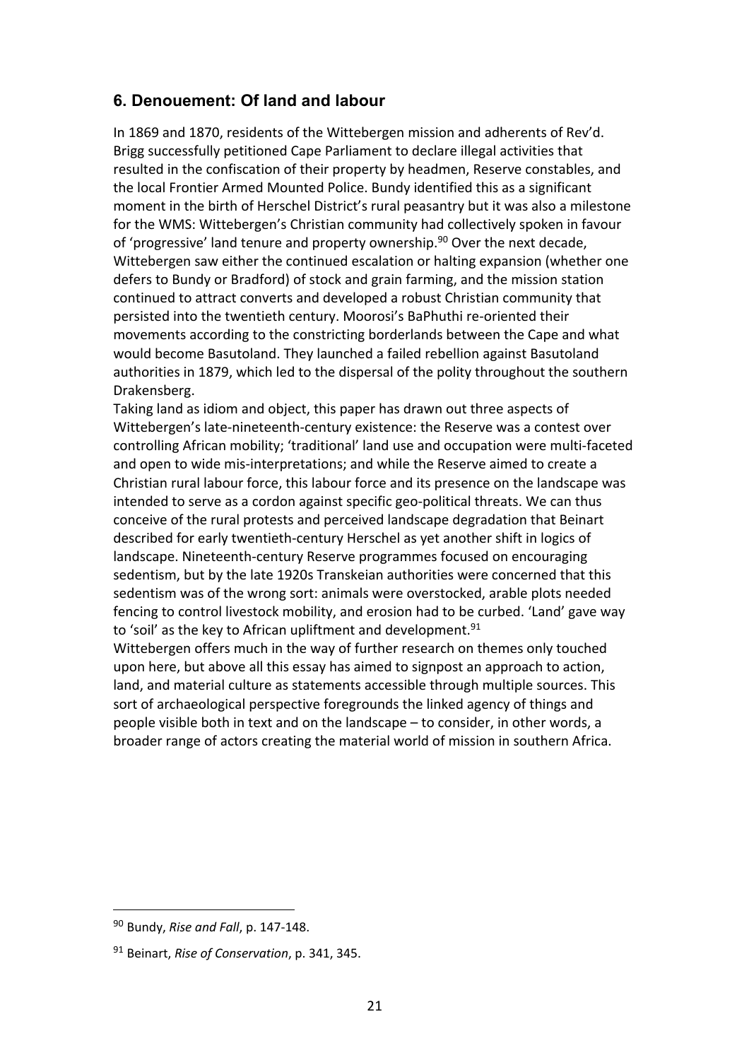## 6. Denouement: Of land and labour

In 1869 and 1870, residents of the Wittebergen mission and adherents of Rev'd. Brigg successfully petitioned Cape Parliament to declare illegal activities that resulted in the confiscation of their property by headmen, Reserve constables, and the local Frontier Armed Mounted Police. Bundy identified this as a significant moment in the birth of Herschel District's rural peasantry but it was also a milestone for the WMS: Wittebergen's Christian community had collectively spoken in favour of 'progressive' land tenure and property ownership.[90] Over the next decade, Wittebergen saw either the continued escalation or halting expansion (whether one defers to Bundy or Bradford) of stock and grain farming, and the mission station continued to attract converts and developed a robust Christian community that persisted into the twentieth century. Moorosi's BaPhuthi re-oriented their movements according to the constricting borderlands between the Cape and what would become Basutoland. They launched a failed rebellion against Basutoland authorities in 1879, which led to the dispersal of the polity throughout the southern Drakensberg.

Taking land as idiom and object, this paper has drawn out three aspects of Wittebergen's late-nineteenth-century existence: the Reserve was a contest over controlling African mobility; 'traditional' land use and occupation were multi-faceted and open to wide mis-interpretations; and while the Reserve aimed to create a Christian rural labour force, this labour force and its presence on the landscape was intended to serve as a cordon against specific geo-political threats. We can thus conceive of the rural protests and perceived landscape degradation that Beinart described for early twentieth-century Herschel as yet another shift in logics of landscape. Nineteenth-century Reserve programmes focused on encouraging sedentism, but by the late 1920s Transkeian authorities were concerned that this sedentism was of the wrong sort: animals were overstocked, arable plots needed fencing to control livestock mobility, and erosion had to be curbed. 'Land' gave way to 'soil' as the key to African upliftment and development.[91]

Wittebergen offers much in the way of further research on themes only touched upon here, but above all this essay has aimed to signpost an approach to action, land, and material culture as statements accessible through multiple sources. This sort of archaeological perspective foregrounds the linked agency of things and people visible both in text and on the landscape – to consider, in other words, a broader range of actors creating the material world of mission in southern Africa.

---

[90] Bundy, *Rise and Fall*, p. 147-148.

[91] Beinart, *Rise of Conservation*, p. 341, 345.